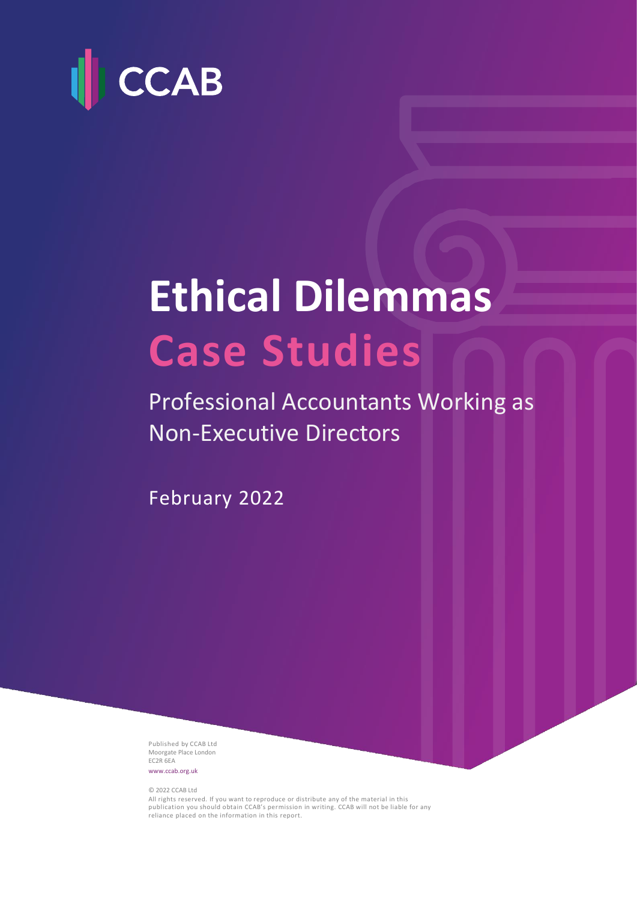CCAB

# Ethical Dilemmas
# Case Studies

## Professional Accountants Working as Non-Executive Directors

February 2022

Published by CCAB Ltd
Moorgate Place London
EC2R 6EA
www.ccab.org.uk

© 2022 CCAB Ltd
All rights reserved. If you want to reproduce or distribute any of the material in this publication you should obtain CCAB's permission in writing. CCAB will not be liable for any reliance placed on the information in this report.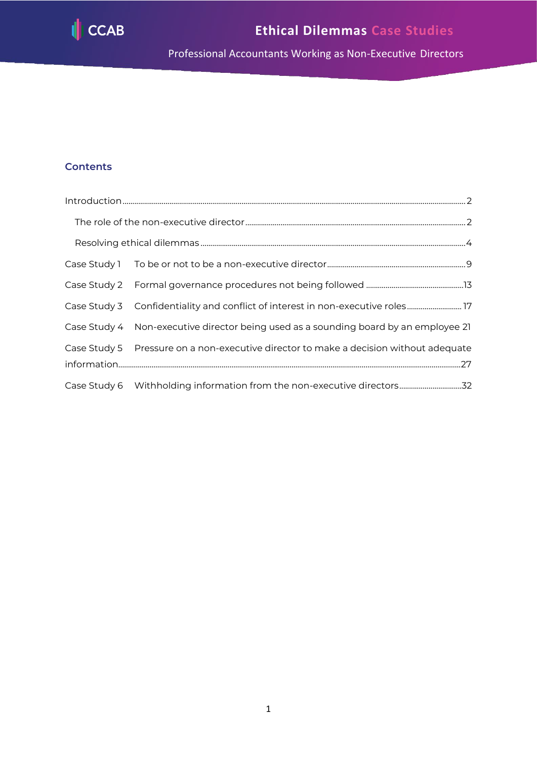# Ethical Dilemmas Case Studies

Professional Accountants Working as Non-Executive Directors

## Contents

Introduction ........................................................................ 2

- The role of the non-executive director ........................................ 2
- Resolving ethical dilemmas ................................................... 4

Case Study 1 To be or not to be a non-executive director ........................ 9

Case Study 2 Formal governance procedures not being followed ................... 13

Case Study 3 Confidentiality and conflict of interest in non-executive roles ......... 17

Case Study 4 Non-executive director being used as a sounding board by an employee 21

Case Study 5 Pressure on a non-executive director to make a decision without adequate information ........................................................................ 27

Case Study 6 Withholding information from the non-executive directors ............ 32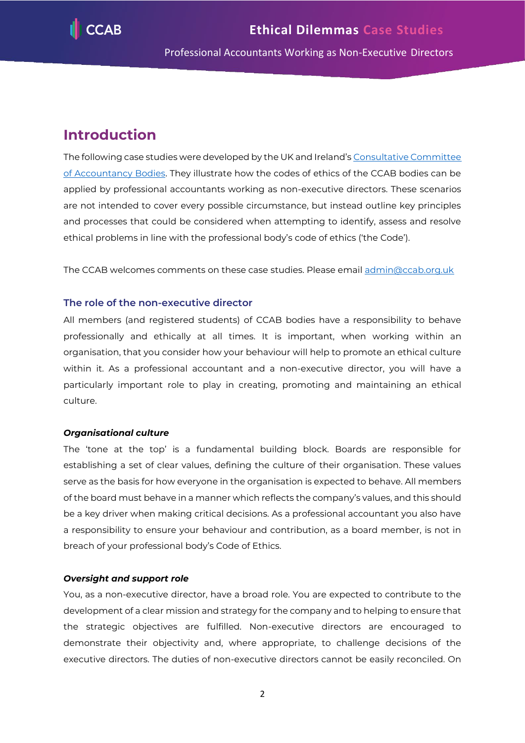## Introduction

The following case studies were developed by the UK and Ireland's [Consultative Committee of Accountancy Bodies](). They illustrate how the codes of ethics of the CCAB bodies can be applied by professional accountants working as non-executive directors. These scenarios are not intended to cover every possible circumstance, but instead outline key principles and processes that could be considered when attempting to identify, assess and resolve ethical problems in line with the professional body's code of ethics ('the Code').

The CCAB welcomes comments on these case studies. Please email admin@ccab.org.uk

### The role of the non-executive director

All members (and registered students) of CCAB bodies have a responsibility to behave professionally and ethically at all times. It is important, when working within an organisation, that you consider how your behaviour will help to promote an ethical culture within it. As a professional accountant and a non-executive director, you will have a particularly important role to play in creating, promoting and maintaining an ethical culture.

#### *Organisational culture*

The 'tone at the top' is a fundamental building block. Boards are responsible for establishing a set of clear values, defining the culture of their organisation. These values serve as the basis for how everyone in the organisation is expected to behave. All members of the board must behave in a manner which reflects the company's values, and this should be a key driver when making critical decisions. As a professional accountant you also have a responsibility to ensure your behaviour and contribution, as a board member, is not in breach of your professional body's Code of Ethics.

#### *Oversight and support role*

You, as a non-executive director, have a broad role. You are expected to contribute to the development of a clear mission and strategy for the company and to helping to ensure that the strategic objectives are fulfilled. Non-executive directors are encouraged to demonstrate their objectivity and, where appropriate, to challenge decisions of the executive directors. The duties of non-executive directors cannot be easily reconciled. On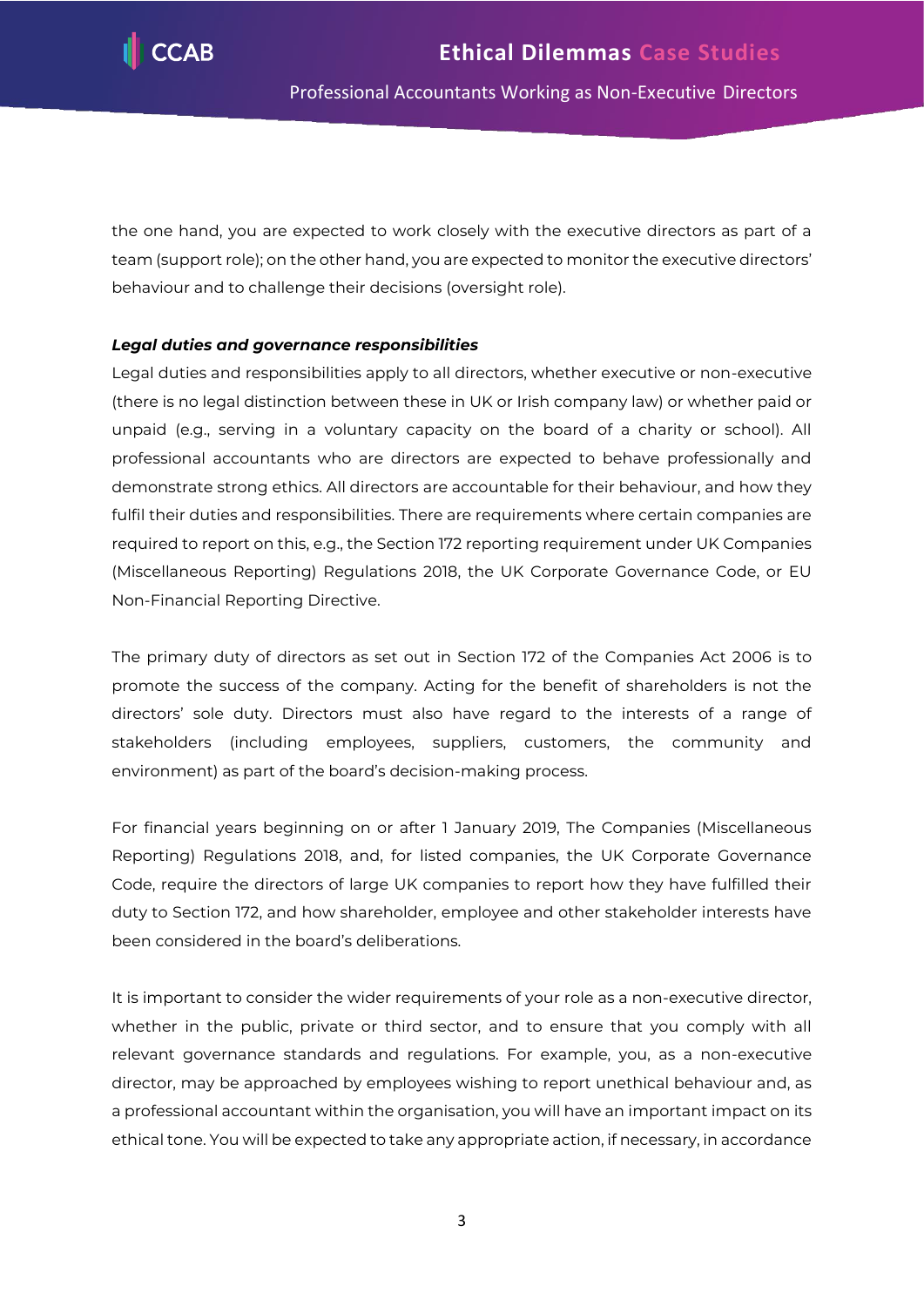the one hand, you are expected to work closely with the executive directors as part of a team (support role); on the other hand, you are expected to monitor the executive directors' behaviour and to challenge their decisions (oversight role).

***Legal duties and governance responsibilities***

Legal duties and responsibilities apply to all directors, whether executive or non-executive (there is no legal distinction between these in UK or Irish company law) or whether paid or unpaid (e.g., serving in a voluntary capacity on the board of a charity or school). All professional accountants who are directors are expected to behave professionally and demonstrate strong ethics. All directors are accountable for their behaviour, and how they fulfil their duties and responsibilities. There are requirements where certain companies are required to report on this, e.g., the Section 172 reporting requirement under UK Companies (Miscellaneous Reporting) Regulations 2018, the UK Corporate Governance Code, or EU Non-Financial Reporting Directive.

The primary duty of directors as set out in Section 172 of the Companies Act 2006 is to promote the success of the company. Acting for the benefit of shareholders is not the directors' sole duty. Directors must also have regard to the interests of a range of stakeholders (including employees, suppliers, customers, the community and environment) as part of the board's decision-making process.

For financial years beginning on or after 1 January 2019, The Companies (Miscellaneous Reporting) Regulations 2018, and, for listed companies, the UK Corporate Governance Code, require the directors of large UK companies to report how they have fulfilled their duty to Section 172, and how shareholder, employee and other stakeholder interests have been considered in the board's deliberations.

It is important to consider the wider requirements of your role as a non-executive director, whether in the public, private or third sector, and to ensure that you comply with all relevant governance standards and regulations. For example, you, as a non-executive director, may be approached by employees wishing to report unethical behaviour and, as a professional accountant within the organisation, you will have an important impact on its ethical tone. You will be expected to take any appropriate action, if necessary, in accordance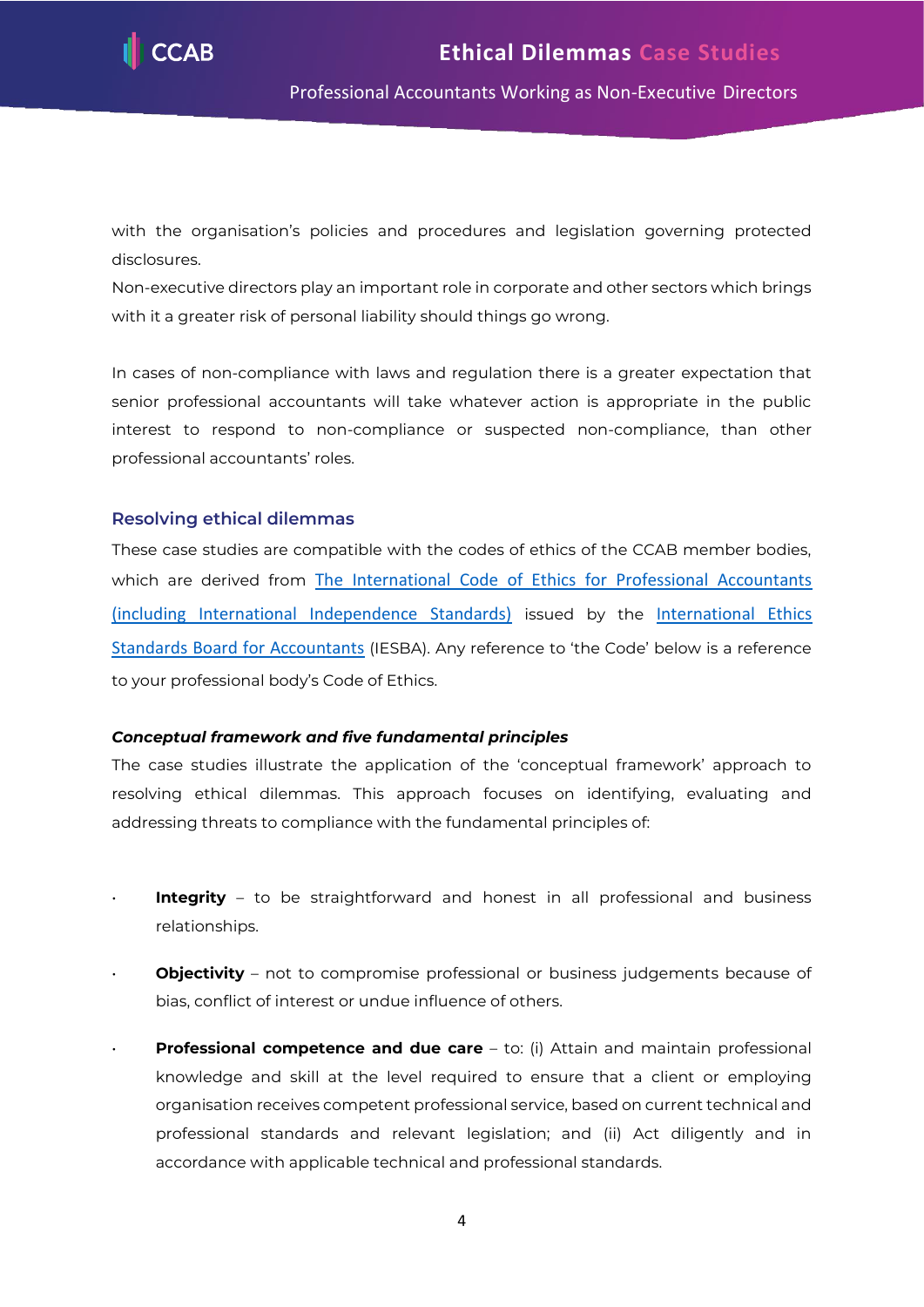with the organisation's policies and procedures and legislation governing protected disclosures.

Non-executive directors play an important role in corporate and other sectors which brings with it a greater risk of personal liability should things go wrong.

In cases of non-compliance with laws and regulation there is a greater expectation that senior professional accountants will take whatever action is appropriate in the public interest to respond to non-compliance or suspected non-compliance, than other professional accountants' roles.

## Resolving ethical dilemmas

These case studies are compatible with the codes of ethics of the CCAB member bodies, which are derived from The International Code of Ethics for Professional Accountants (including International Independence Standards) issued by the International Ethics Standards Board for Accountants (IESBA). Any reference to 'the Code' below is a reference to your professional body's Code of Ethics.

### *Conceptual framework and five fundamental principles*

The case studies illustrate the application of the 'conceptual framework' approach to resolving ethical dilemmas. This approach focuses on identifying, evaluating and addressing threats to compliance with the fundamental principles of:

- **Integrity** – to be straightforward and honest in all professional and business relationships.
- **Objectivity** – not to compromise professional or business judgements because of bias, conflict of interest or undue influence of others.
- **Professional competence and due care** – to: (i) Attain and maintain professional knowledge and skill at the level required to ensure that a client or employing organisation receives competent professional service, based on current technical and professional standards and relevant legislation; and (ii) Act diligently and in accordance with applicable technical and professional standards.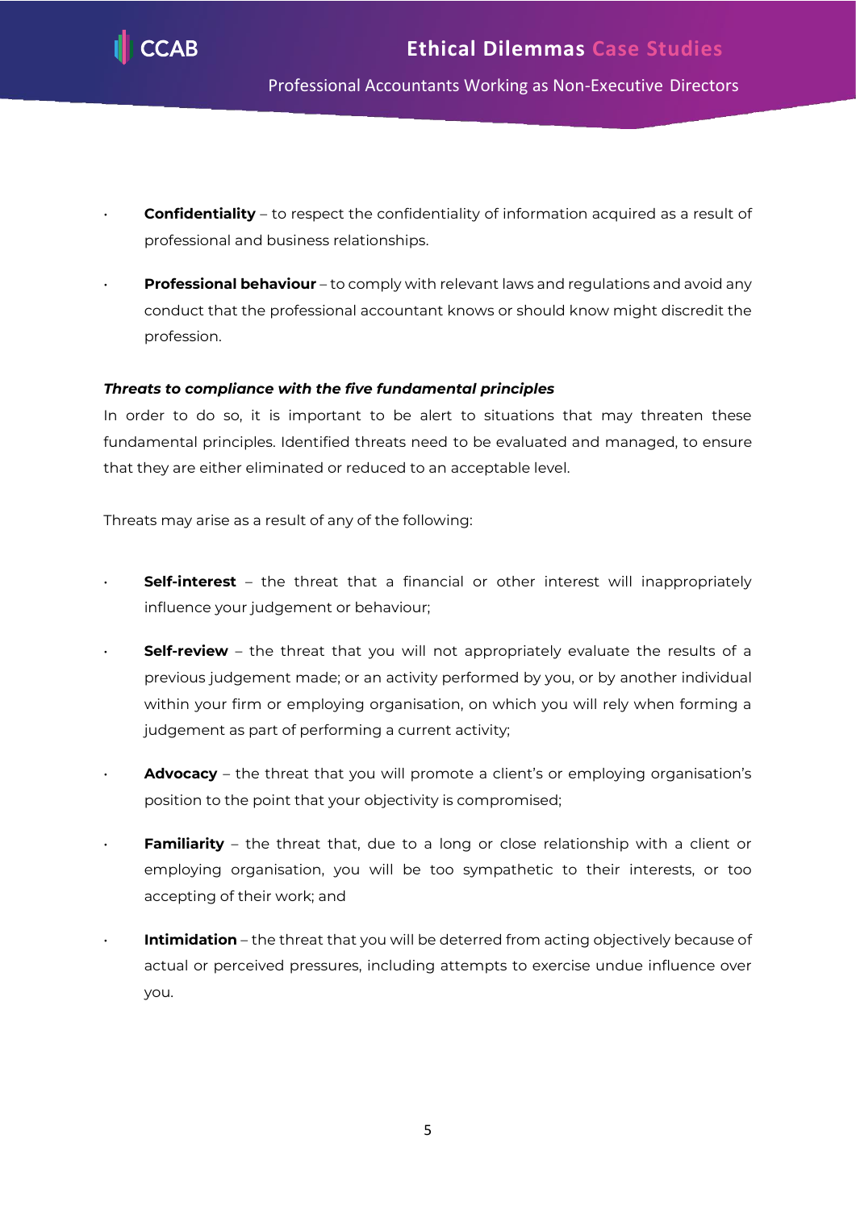- **Confidentiality** – to respect the confidentiality of information acquired as a result of professional and business relationships.
- **Professional behaviour** – to comply with relevant laws and regulations and avoid any conduct that the professional accountant knows or should know might discredit the profession.

***Threats to compliance with the five fundamental principles***

In order to do so, it is important to be alert to situations that may threaten these fundamental principles. Identified threats need to be evaluated and managed, to ensure that they are either eliminated or reduced to an acceptable level.

Threats may arise as a result of any of the following:

- **Self-interest** – the threat that a financial or other interest will inappropriately influence your judgement or behaviour;
- **Self-review** – the threat that you will not appropriately evaluate the results of a previous judgement made; or an activity performed by you, or by another individual within your firm or employing organisation, on which you will rely when forming a judgement as part of performing a current activity;
- **Advocacy** – the threat that you will promote a client's or employing organisation's position to the point that your objectivity is compromised;
- **Familiarity** – the threat that, due to a long or close relationship with a client or employing organisation, you will be too sympathetic to their interests, or too accepting of their work; and
- **Intimidation** – the threat that you will be deterred from acting objectively because of actual or perceived pressures, including attempts to exercise undue influence over you.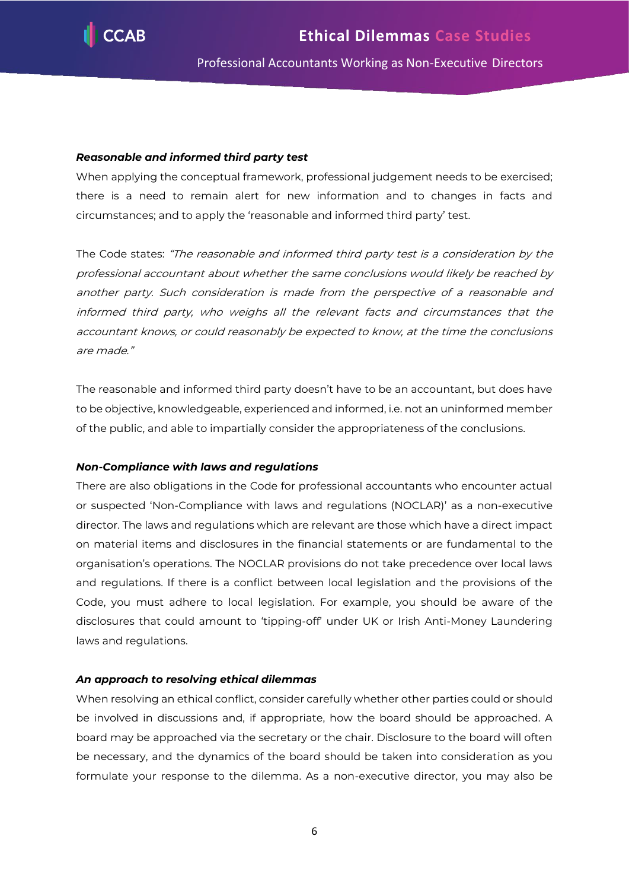***Reasonable and informed third party test***

When applying the conceptual framework, professional judgement needs to be exercised; there is a need to remain alert for new information and to changes in facts and circumstances; and to apply the 'reasonable and informed third party' test.

The Code states: *"The reasonable and informed third party test is a consideration by the professional accountant about whether the same conclusions would likely be reached by another party. Such consideration is made from the perspective of a reasonable and informed third party, who weighs all the relevant facts and circumstances that the accountant knows, or could reasonably be expected to know, at the time the conclusions are made."*

The reasonable and informed third party doesn't have to be an accountant, but does have to be objective, knowledgeable, experienced and informed, i.e. not an uninformed member of the public, and able to impartially consider the appropriateness of the conclusions.

***Non-Compliance with laws and regulations***

There are also obligations in the Code for professional accountants who encounter actual or suspected 'Non-Compliance with laws and regulations (NOCLAR)' as a non-executive director. The laws and regulations which are relevant are those which have a direct impact on material items and disclosures in the financial statements or are fundamental to the organisation's operations. The NOCLAR provisions do not take precedence over local laws and regulations. If there is a conflict between local legislation and the provisions of the Code, you must adhere to local legislation. For example, you should be aware of the disclosures that could amount to 'tipping-off' under UK or Irish Anti-Money Laundering laws and regulations.

***An approach to resolving ethical dilemmas***

When resolving an ethical conflict, consider carefully whether other parties could or should be involved in discussions and, if appropriate, how the board should be approached. A board may be approached via the secretary or the chair. Disclosure to the board will often be necessary, and the dynamics of the board should be taken into consideration as you formulate your response to the dilemma. As a non-executive director, you may also be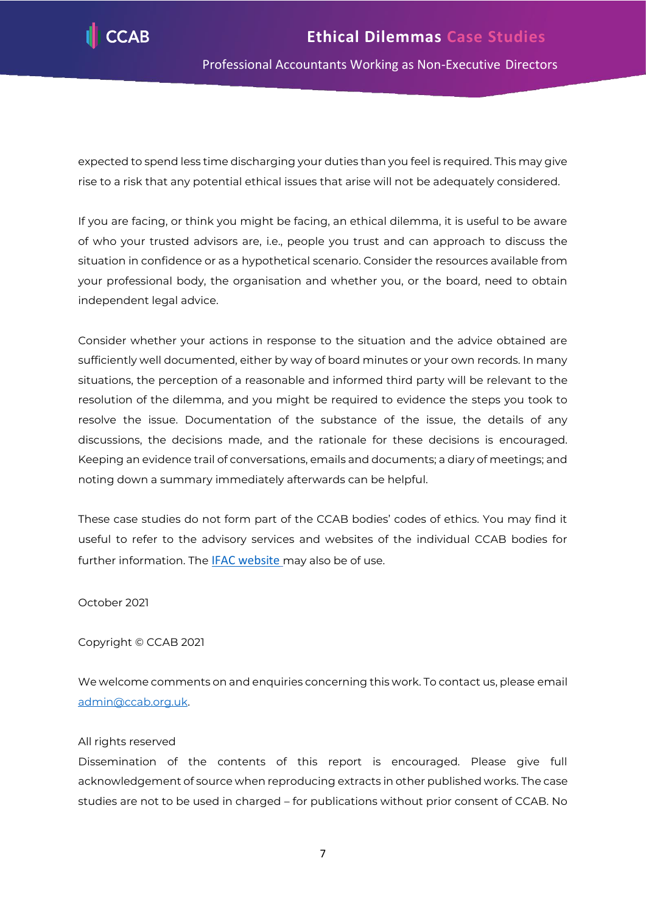expected to spend less time discharging your duties than you feel is required. This may give rise to a risk that any potential ethical issues that arise will not be adequately considered.

If you are facing, or think you might be facing, an ethical dilemma, it is useful to be aware of who your trusted advisors are, i.e., people you trust and can approach to discuss the situation in confidence or as a hypothetical scenario. Consider the resources available from your professional body, the organisation and whether you, or the board, need to obtain independent legal advice.

Consider whether your actions in response to the situation and the advice obtained are sufficiently well documented, either by way of board minutes or your own records. In many situations, the perception of a reasonable and informed third party will be relevant to the resolution of the dilemma, and you might be required to evidence the steps you took to resolve the issue. Documentation of the substance of the issue, the details of any discussions, the decisions made, and the rationale for these decisions is encouraged. Keeping an evidence trail of conversations, emails and documents; a diary of meetings; and noting down a summary immediately afterwards can be helpful.

These case studies do not form part of the CCAB bodies' codes of ethics. You may find it useful to refer to the advisory services and websites of the individual CCAB bodies for further information. The [IFAC website](#) may also be of use.

October 2021

Copyright © CCAB 2021

We welcome comments on and enquiries concerning this work. To contact us, please email [admin@ccab.org.uk](mailto:admin@ccab.org.uk).

All rights reserved
Dissemination of the contents of this report is encouraged. Please give full acknowledgement of source when reproducing extracts in other published works. The case studies are not to be used in charged – for publications without prior consent of CCAB. No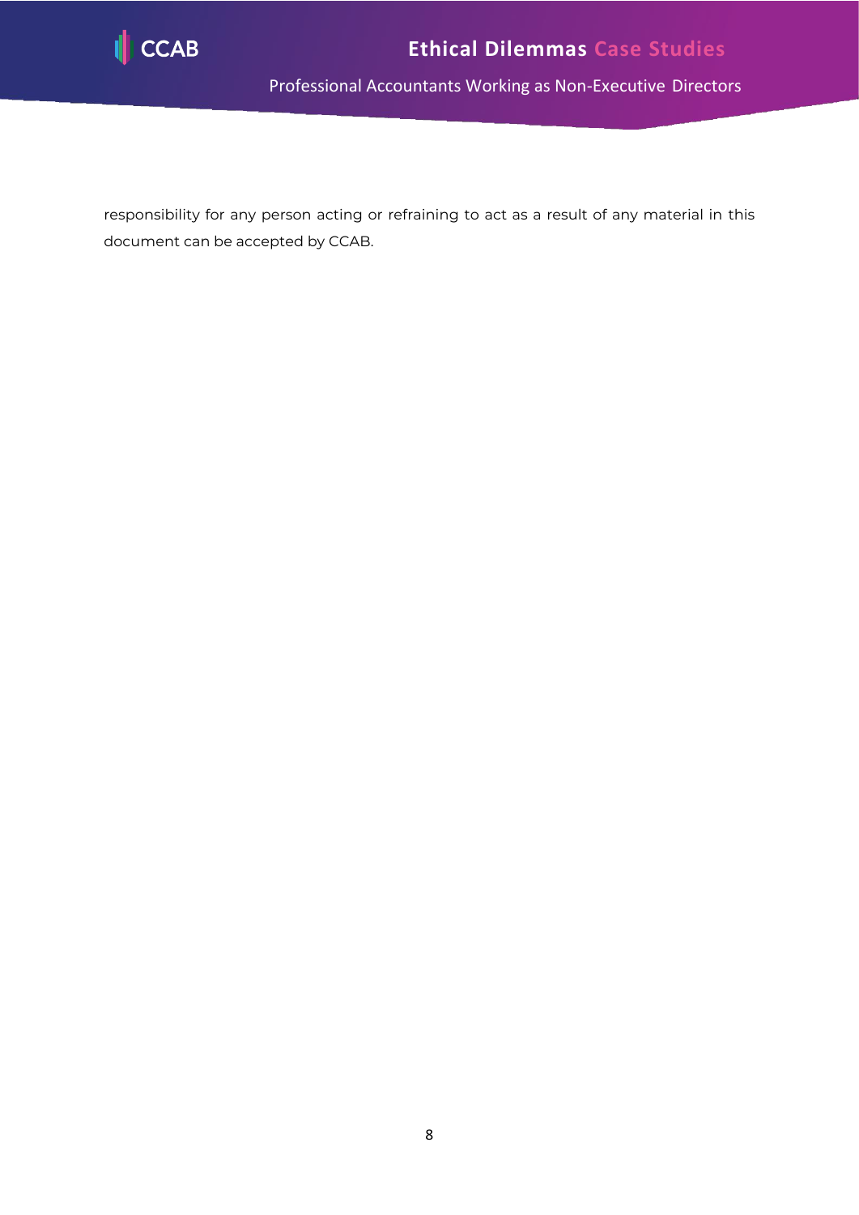responsibility for any person acting or refraining to act as a result of any material in this document can be accepted by CCAB.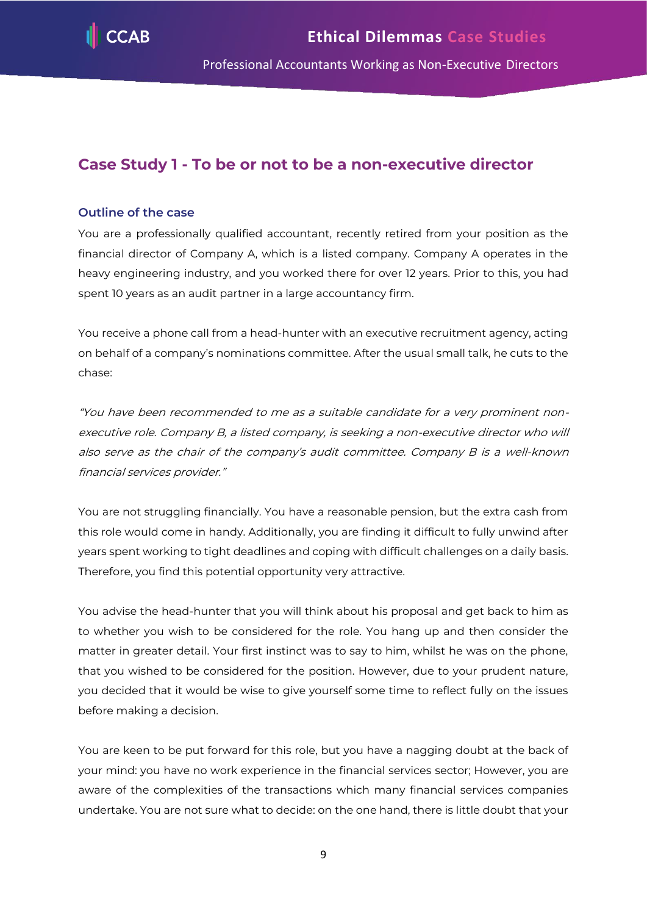## Case Study 1 - To be or not to be a non-executive director

### Outline of the case

You are a professionally qualified accountant, recently retired from your position as the financial director of Company A, which is a listed company. Company A operates in the heavy engineering industry, and you worked there for over 12 years. Prior to this, you had spent 10 years as an audit partner in a large accountancy firm.

You receive a phone call from a head-hunter with an executive recruitment agency, acting on behalf of a company's nominations committee. After the usual small talk, he cuts to the chase:

*"You have been recommended to me as a suitable candidate for a very prominent non-executive role. Company B, a listed company, is seeking a non-executive director who will also serve as the chair of the company's audit committee. Company B is a well-known financial services provider."*

You are not struggling financially. You have a reasonable pension, but the extra cash from this role would come in handy. Additionally, you are finding it difficult to fully unwind after years spent working to tight deadlines and coping with difficult challenges on a daily basis. Therefore, you find this potential opportunity very attractive.

You advise the head-hunter that you will think about his proposal and get back to him as to whether you wish to be considered for the role. You hang up and then consider the matter in greater detail. Your first instinct was to say to him, whilst he was on the phone, that you wished to be considered for the position. However, due to your prudent nature, you decided that it would be wise to give yourself some time to reflect fully on the issues before making a decision.

You are keen to be put forward for this role, but you have a nagging doubt at the back of your mind: you have no work experience in the financial services sector; However, you are aware of the complexities of the transactions which many financial services companies undertake. You are not sure what to decide: on the one hand, there is little doubt that your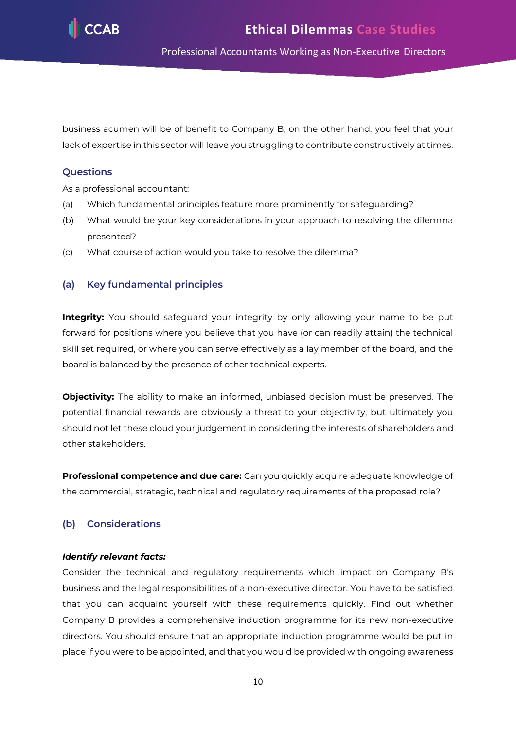business acumen will be of benefit to Company B; on the other hand, you feel that your lack of expertise in this sector will leave you struggling to contribute constructively at times.

### Questions

As a professional accountant:

(a) Which fundamental principles feature more prominently for safeguarding?

(b) What would be your key considerations in your approach to resolving the dilemma presented?

(c) What course of action would you take to resolve the dilemma?

## (a) Key fundamental principles

**Integrity:** You should safeguard your integrity by only allowing your name to be put forward for positions where you believe that you have (or can readily attain) the technical skill set required, or where you can serve effectively as a lay member of the board, and the board is balanced by the presence of other technical experts.

**Objectivity:** The ability to make an informed, unbiased decision must be preserved. The potential financial rewards are obviously a threat to your objectivity, but ultimately you should not let these cloud your judgement in considering the interests of shareholders and other stakeholders.

**Professional competence and due care:** Can you quickly acquire adequate knowledge of the commercial, strategic, technical and regulatory requirements of the proposed role?

## (b) Considerations

***Identify relevant facts:***

Consider the technical and regulatory requirements which impact on Company B's business and the legal responsibilities of a non-executive director. You have to be satisfied that you can acquaint yourself with these requirements quickly. Find out whether Company B provides a comprehensive induction programme for its new non-executive directors. You should ensure that an appropriate induction programme would be put in place if you were to be appointed, and that you would be provided with ongoing awareness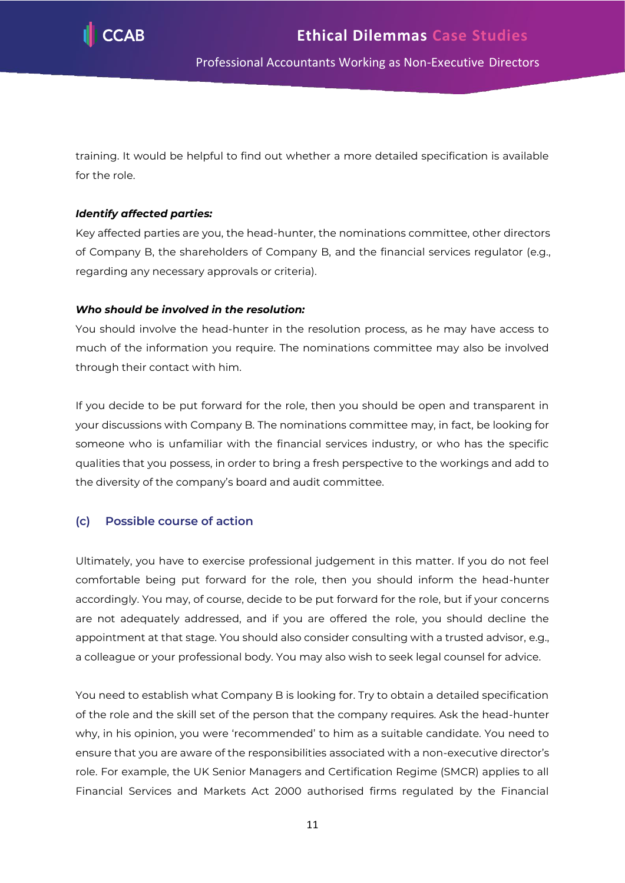training. It would be helpful to find out whether a more detailed specification is available for the role.

***Identify affected parties:***

Key affected parties are you, the head-hunter, the nominations committee, other directors of Company B, the shareholders of Company B, and the financial services regulator (e.g., regarding any necessary approvals or criteria).

***Who should be involved in the resolution:***

You should involve the head-hunter in the resolution process, as he may have access to much of the information you require. The nominations committee may also be involved through their contact with him.

If you decide to be put forward for the role, then you should be open and transparent in your discussions with Company B. The nominations committee may, in fact, be looking for someone who is unfamiliar with the financial services industry, or who has the specific qualities that you possess, in order to bring a fresh perspective to the workings and add to the diversity of the company's board and audit committee.

### (c) Possible course of action

Ultimately, you have to exercise professional judgement in this matter. If you do not feel comfortable being put forward for the role, then you should inform the head-hunter accordingly. You may, of course, decide to be put forward for the role, but if your concerns are not adequately addressed, and if you are offered the role, you should decline the appointment at that stage. You should also consider consulting with a trusted advisor, e.g., a colleague or your professional body. You may also wish to seek legal counsel for advice.

You need to establish what Company B is looking for. Try to obtain a detailed specification of the role and the skill set of the person that the company requires. Ask the head-hunter why, in his opinion, you were 'recommended' to him as a suitable candidate. You need to ensure that you are aware of the responsibilities associated with a non-executive director's role. For example, the UK Senior Managers and Certification Regime (SMCR) applies to all Financial Services and Markets Act 2000 authorised firms regulated by the Financial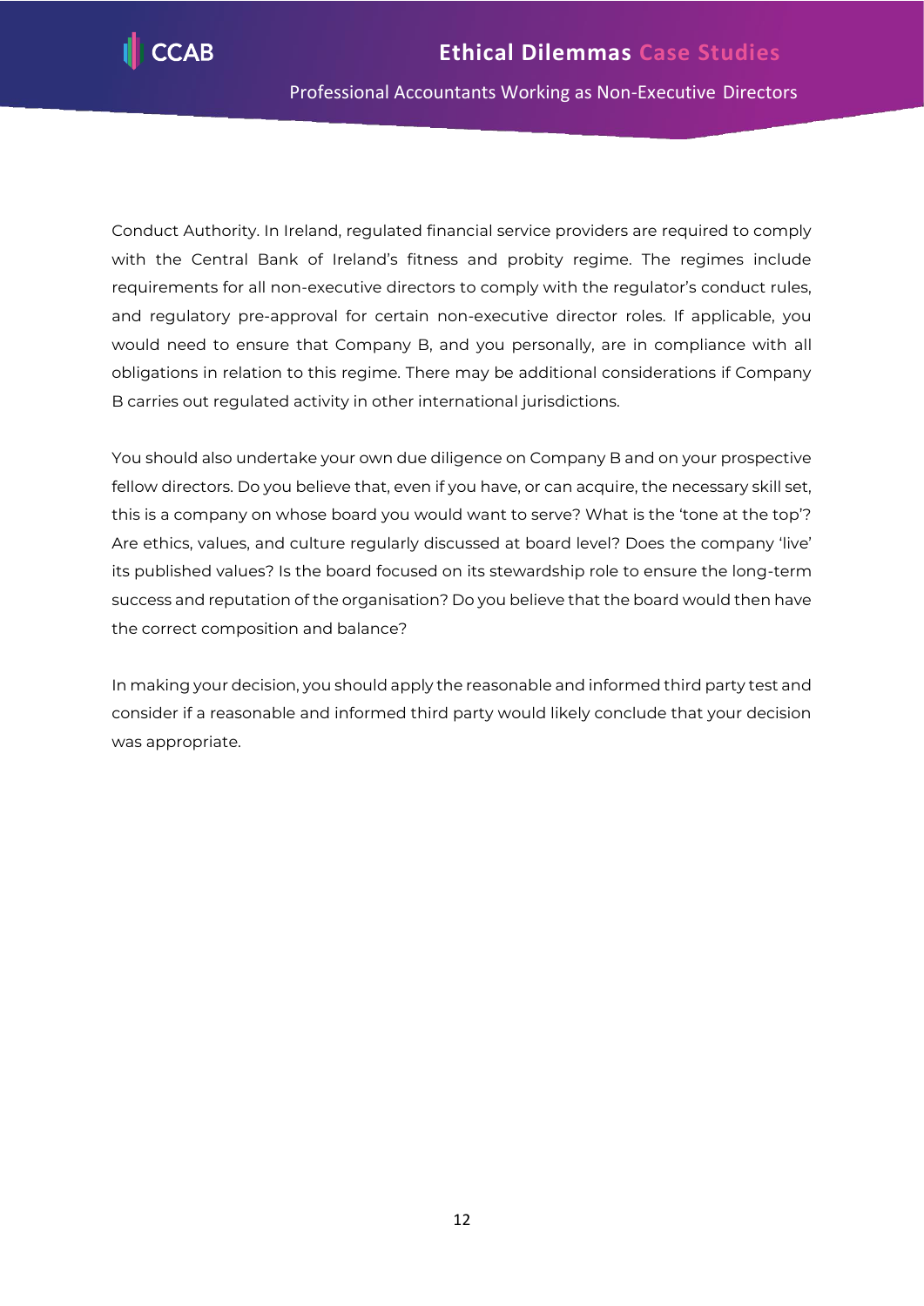Conduct Authority. In Ireland, regulated financial service providers are required to comply with the Central Bank of Ireland's fitness and probity regime. The regimes include requirements for all non-executive directors to comply with the regulator's conduct rules, and regulatory pre-approval for certain non-executive director roles. If applicable, you would need to ensure that Company B, and you personally, are in compliance with all obligations in relation to this regime. There may be additional considerations if Company B carries out regulated activity in other international jurisdictions.

You should also undertake your own due diligence on Company B and on your prospective fellow directors. Do you believe that, even if you have, or can acquire, the necessary skill set, this is a company on whose board you would want to serve? What is the 'tone at the top'? Are ethics, values, and culture regularly discussed at board level? Does the company 'live' its published values? Is the board focused on its stewardship role to ensure the long-term success and reputation of the organisation? Do you believe that the board would then have the correct composition and balance?

In making your decision, you should apply the reasonable and informed third party test and consider if a reasonable and informed third party would likely conclude that your decision was appropriate.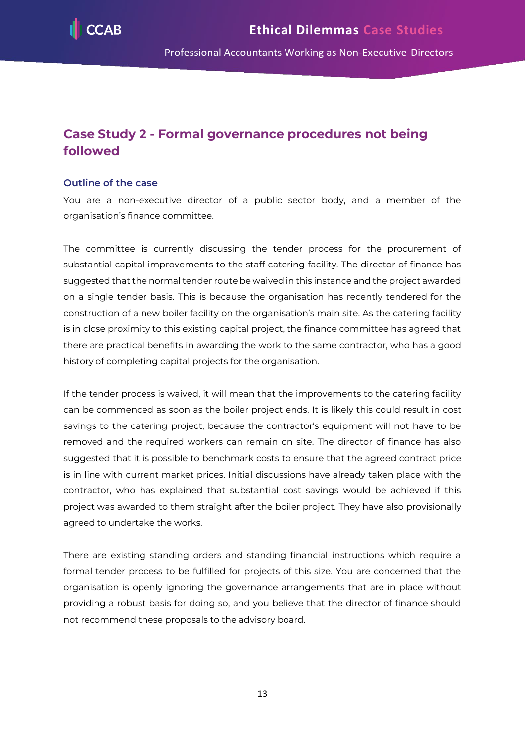## Case Study 2 - Formal governance procedures not being followed

### Outline of the case

You are a non-executive director of a public sector body, and a member of the organisation's finance committee.

The committee is currently discussing the tender process for the procurement of substantial capital improvements to the staff catering facility. The director of finance has suggested that the normal tender route be waived in this instance and the project awarded on a single tender basis. This is because the organisation has recently tendered for the construction of a new boiler facility on the organisation's main site. As the catering facility is in close proximity to this existing capital project, the finance committee has agreed that there are practical benefits in awarding the work to the same contractor, who has a good history of completing capital projects for the organisation.

If the tender process is waived, it will mean that the improvements to the catering facility can be commenced as soon as the boiler project ends. It is likely this could result in cost savings to the catering project, because the contractor's equipment will not have to be removed and the required workers can remain on site. The director of finance has also suggested that it is possible to benchmark costs to ensure that the agreed contract price is in line with current market prices. Initial discussions have already taken place with the contractor, who has explained that substantial cost savings would be achieved if this project was awarded to them straight after the boiler project. They have also provisionally agreed to undertake the works.

There are existing standing orders and standing financial instructions which require a formal tender process to be fulfilled for projects of this size. You are concerned that the organisation is openly ignoring the governance arrangements that are in place without providing a robust basis for doing so, and you believe that the director of finance should not recommend these proposals to the advisory board.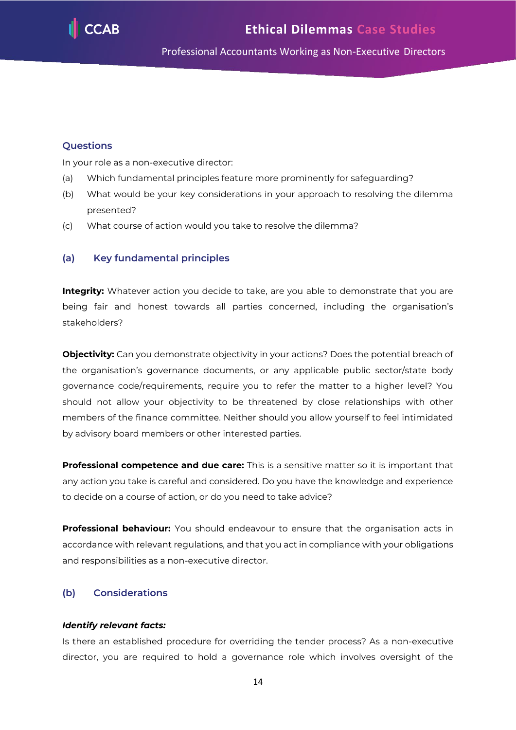## Questions

In your role as a non-executive director:

(a) Which fundamental principles feature more prominently for safeguarding?

(b) What would be your key considerations in your approach to resolving the dilemma presented?

(c) What course of action would you take to resolve the dilemma?

## (a) Key fundamental principles

**Integrity:** Whatever action you decide to take, are you able to demonstrate that you are being fair and honest towards all parties concerned, including the organisation's stakeholders?

**Objectivity:** Can you demonstrate objectivity in your actions? Does the potential breach of the organisation's governance documents, or any applicable public sector/state body governance code/requirements, require you to refer the matter to a higher level? You should not allow your objectivity to be threatened by close relationships with other members of the finance committee. Neither should you allow yourself to feel intimidated by advisory board members or other interested parties.

**Professional competence and due care:** This is a sensitive matter so it is important that any action you take is careful and considered. Do you have the knowledge and experience to decide on a course of action, or do you need to take advice?

**Professional behaviour:** You should endeavour to ensure that the organisation acts in accordance with relevant regulations, and that you act in compliance with your obligations and responsibilities as a non-executive director.

## (b) Considerations

***Identify relevant facts:***

Is there an established procedure for overriding the tender process? As a non-executive director, you are required to hold a governance role which involves oversight of the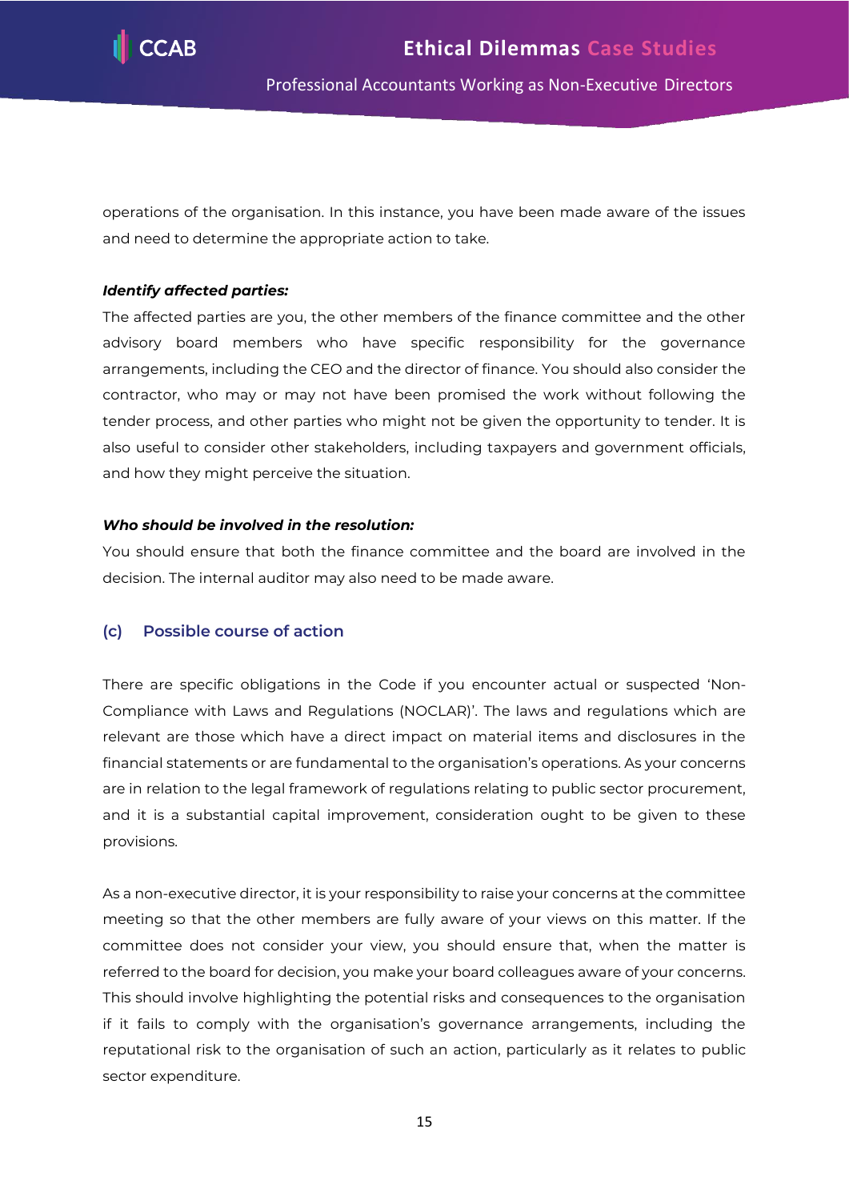operations of the organisation. In this instance, you have been made aware of the issues and need to determine the appropriate action to take.

***Identify affected parties:***

The affected parties are you, the other members of the finance committee and the other advisory board members who have specific responsibility for the governance arrangements, including the CEO and the director of finance. You should also consider the contractor, who may or may not have been promised the work without following the tender process, and other parties who might not be given the opportunity to tender. It is also useful to consider other stakeholders, including taxpayers and government officials, and how they might perceive the situation.

***Who should be involved in the resolution:***

You should ensure that both the finance committee and the board are involved in the decision. The internal auditor may also need to be made aware.

### (c) Possible course of action

There are specific obligations in the Code if you encounter actual or suspected 'Non-Compliance with Laws and Regulations (NOCLAR)'. The laws and regulations which are relevant are those which have a direct impact on material items and disclosures in the financial statements or are fundamental to the organisation's operations. As your concerns are in relation to the legal framework of regulations relating to public sector procurement, and it is a substantial capital improvement, consideration ought to be given to these provisions.

As a non-executive director, it is your responsibility to raise your concerns at the committee meeting so that the other members are fully aware of your views on this matter. If the committee does not consider your view, you should ensure that, when the matter is referred to the board for decision, you make your board colleagues aware of your concerns. This should involve highlighting the potential risks and consequences to the organisation if it fails to comply with the organisation's governance arrangements, including the reputational risk to the organisation of such an action, particularly as it relates to public sector expenditure.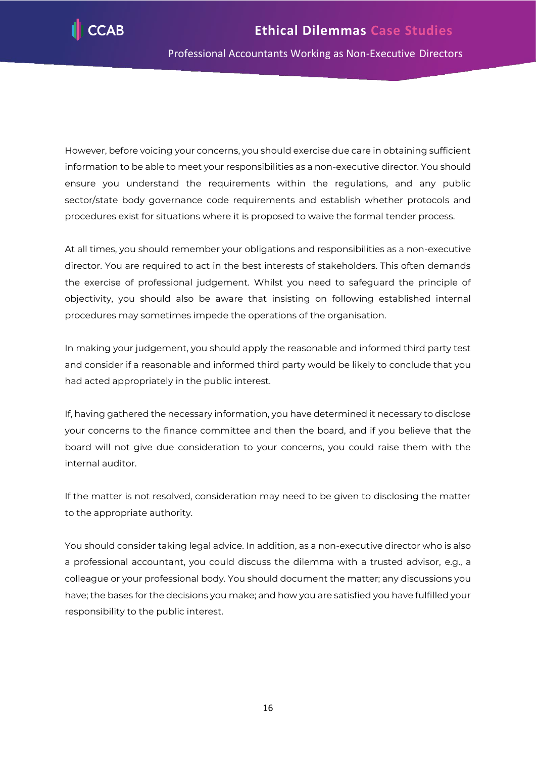However, before voicing your concerns, you should exercise due care in obtaining sufficient information to be able to meet your responsibilities as a non-executive director. You should ensure you understand the requirements within the regulations, and any public sector/state body governance code requirements and establish whether protocols and procedures exist for situations where it is proposed to waive the formal tender process.

At all times, you should remember your obligations and responsibilities as a non-executive director. You are required to act in the best interests of stakeholders. This often demands the exercise of professional judgement. Whilst you need to safeguard the principle of objectivity, you should also be aware that insisting on following established internal procedures may sometimes impede the operations of the organisation.

In making your judgement, you should apply the reasonable and informed third party test and consider if a reasonable and informed third party would be likely to conclude that you had acted appropriately in the public interest.

If, having gathered the necessary information, you have determined it necessary to disclose your concerns to the finance committee and then the board, and if you believe that the board will not give due consideration to your concerns, you could raise them with the internal auditor.

If the matter is not resolved, consideration may need to be given to disclosing the matter to the appropriate authority.

You should consider taking legal advice. In addition, as a non-executive director who is also a professional accountant, you could discuss the dilemma with a trusted advisor, e.g., a colleague or your professional body. You should document the matter; any discussions you have; the bases for the decisions you make; and how you are satisfied you have fulfilled your responsibility to the public interest.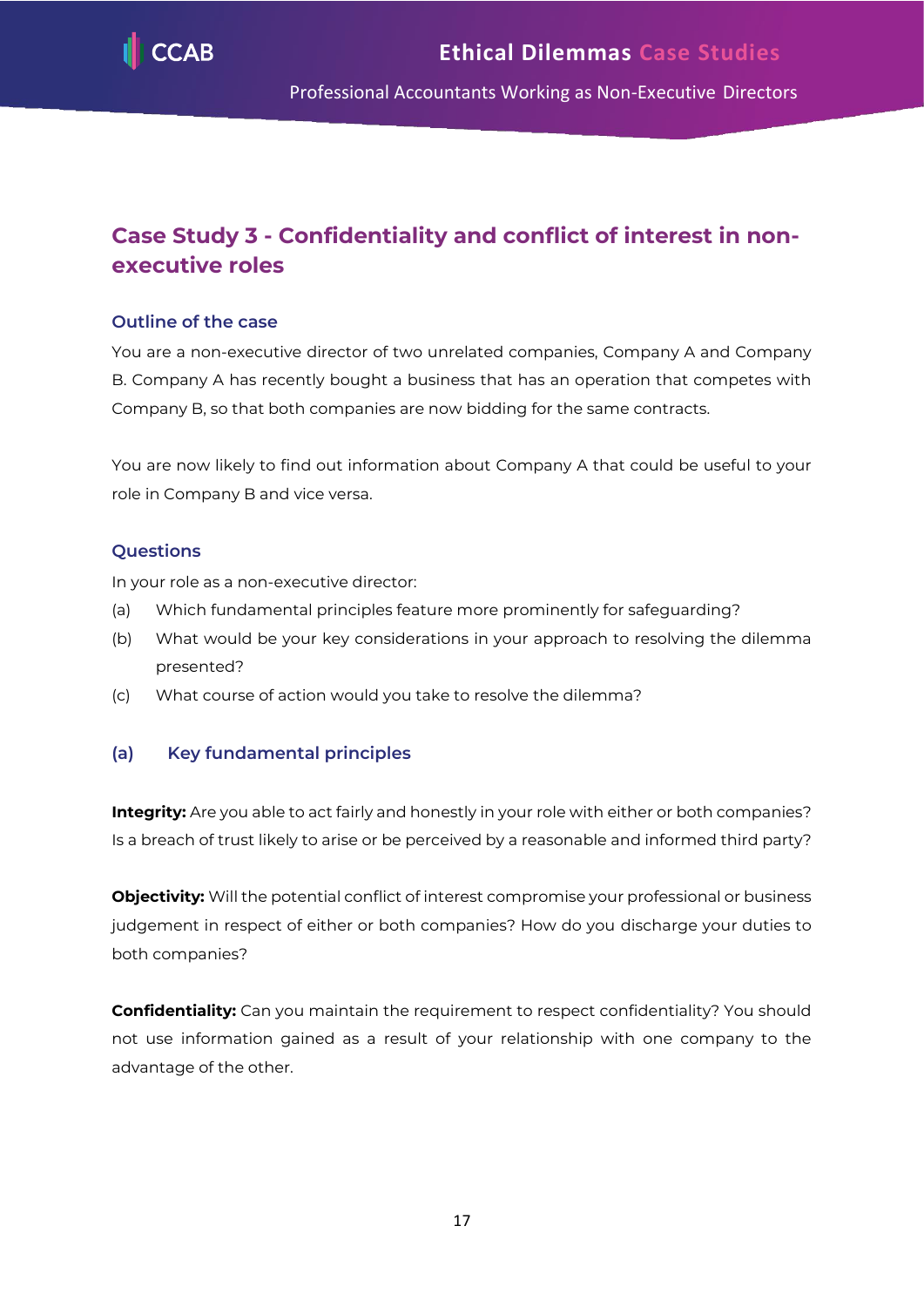## Case Study 3 - Confidentiality and conflict of interest in non-executive roles

### Outline of the case

You are a non-executive director of two unrelated companies, Company A and Company B. Company A has recently bought a business that has an operation that competes with Company B, so that both companies are now bidding for the same contracts.

You are now likely to find out information about Company A that could be useful to your role in Company B and vice versa.

### Questions

In your role as a non-executive director:

(a) Which fundamental principles feature more prominently for safeguarding?

(b) What would be your key considerations in your approach to resolving the dilemma presented?

(c) What course of action would you take to resolve the dilemma?

### (a) Key fundamental principles

**Integrity:** Are you able to act fairly and honestly in your role with either or both companies? Is a breach of trust likely to arise or be perceived by a reasonable and informed third party?

**Objectivity:** Will the potential conflict of interest compromise your professional or business judgement in respect of either or both companies? How do you discharge your duties to both companies?

**Confidentiality:** Can you maintain the requirement to respect confidentiality? You should not use information gained as a result of your relationship with one company to the advantage of the other.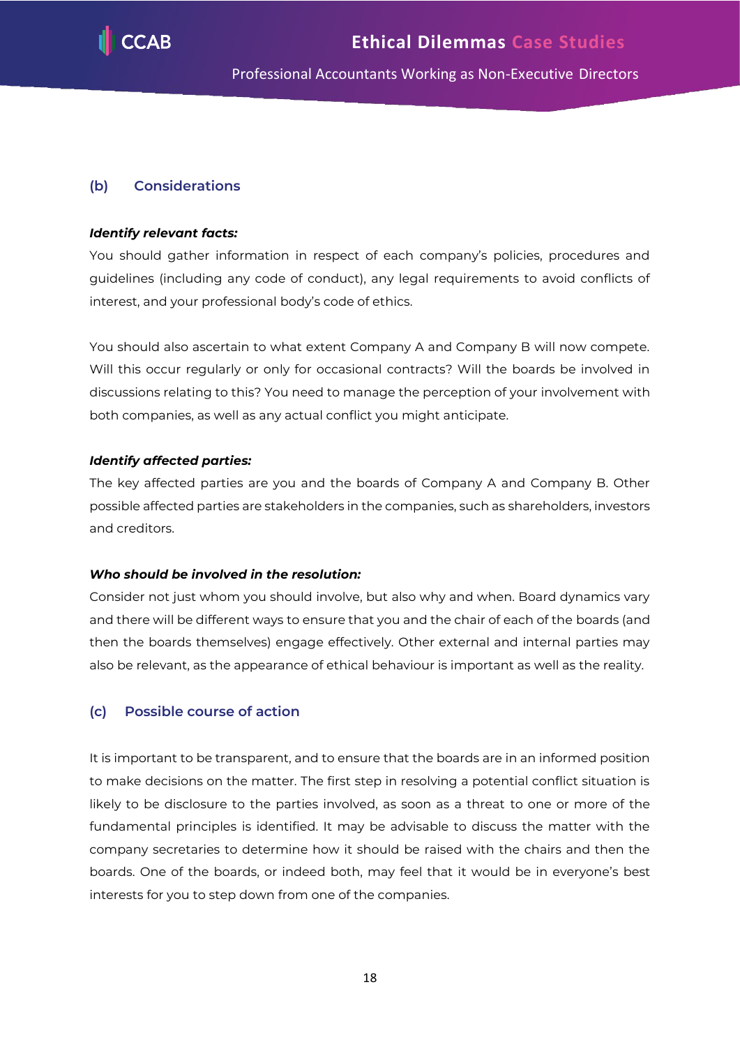### (b) Considerations

***Identify relevant facts:***

You should gather information in respect of each company's policies, procedures and guidelines (including any code of conduct), any legal requirements to avoid conflicts of interest, and your professional body's code of ethics.

You should also ascertain to what extent Company A and Company B will now compete. Will this occur regularly or only for occasional contracts? Will the boards be involved in discussions relating to this? You need to manage the perception of your involvement with both companies, as well as any actual conflict you might anticipate.

***Identify affected parties:***

The key affected parties are you and the boards of Company A and Company B. Other possible affected parties are stakeholders in the companies, such as shareholders, investors and creditors.

***Who should be involved in the resolution:***

Consider not just whom you should involve, but also why and when. Board dynamics vary and there will be different ways to ensure that you and the chair of each of the boards (and then the boards themselves) engage effectively. Other external and internal parties may also be relevant, as the appearance of ethical behaviour is important as well as the reality.

### (c) Possible course of action

It is important to be transparent, and to ensure that the boards are in an informed position to make decisions on the matter. The first step in resolving a potential conflict situation is likely to be disclosure to the parties involved, as soon as a threat to one or more of the fundamental principles is identified. It may be advisable to discuss the matter with the company secretaries to determine how it should be raised with the chairs and then the boards. One of the boards, or indeed both, may feel that it would be in everyone's best interests for you to step down from one of the companies.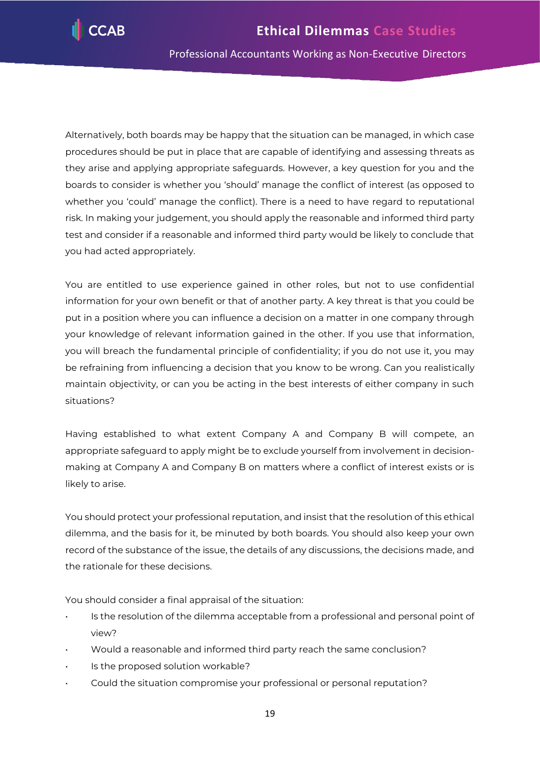Alternatively, both boards may be happy that the situation can be managed, in which case procedures should be put in place that are capable of identifying and assessing threats as they arise and applying appropriate safeguards. However, a key question for you and the boards to consider is whether you 'should' manage the conflict of interest (as opposed to whether you 'could' manage the conflict). There is a need to have regard to reputational risk. In making your judgement, you should apply the reasonable and informed third party test and consider if a reasonable and informed third party would be likely to conclude that you had acted appropriately.

You are entitled to use experience gained in other roles, but not to use confidential information for your own benefit or that of another party. A key threat is that you could be put in a position where you can influence a decision on a matter in one company through your knowledge of relevant information gained in the other. If you use that information, you will breach the fundamental principle of confidentiality; if you do not use it, you may be refraining from influencing a decision that you know to be wrong. Can you realistically maintain objectivity, or can you be acting in the best interests of either company in such situations?

Having established to what extent Company A and Company B will compete, an appropriate safeguard to apply might be to exclude yourself from involvement in decision-making at Company A and Company B on matters where a conflict of interest exists or is likely to arise.

You should protect your professional reputation, and insist that the resolution of this ethical dilemma, and the basis for it, be minuted by both boards. You should also keep your own record of the substance of the issue, the details of any discussions, the decisions made, and the rationale for these decisions.

You should consider a final appraisal of the situation:

- Is the resolution of the dilemma acceptable from a professional and personal point of view?
- Would a reasonable and informed third party reach the same conclusion?
- Is the proposed solution workable?
- Could the situation compromise your professional or personal reputation?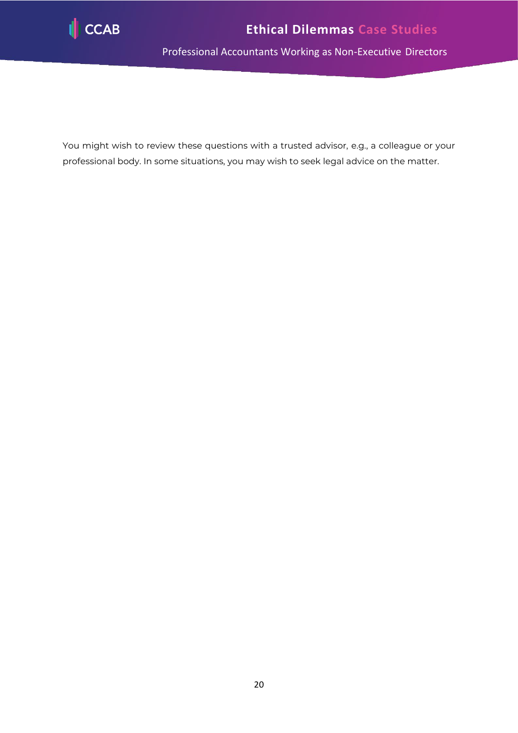You might wish to review these questions with a trusted advisor, e.g., a colleague or your professional body. In some situations, you may wish to seek legal advice on the matter.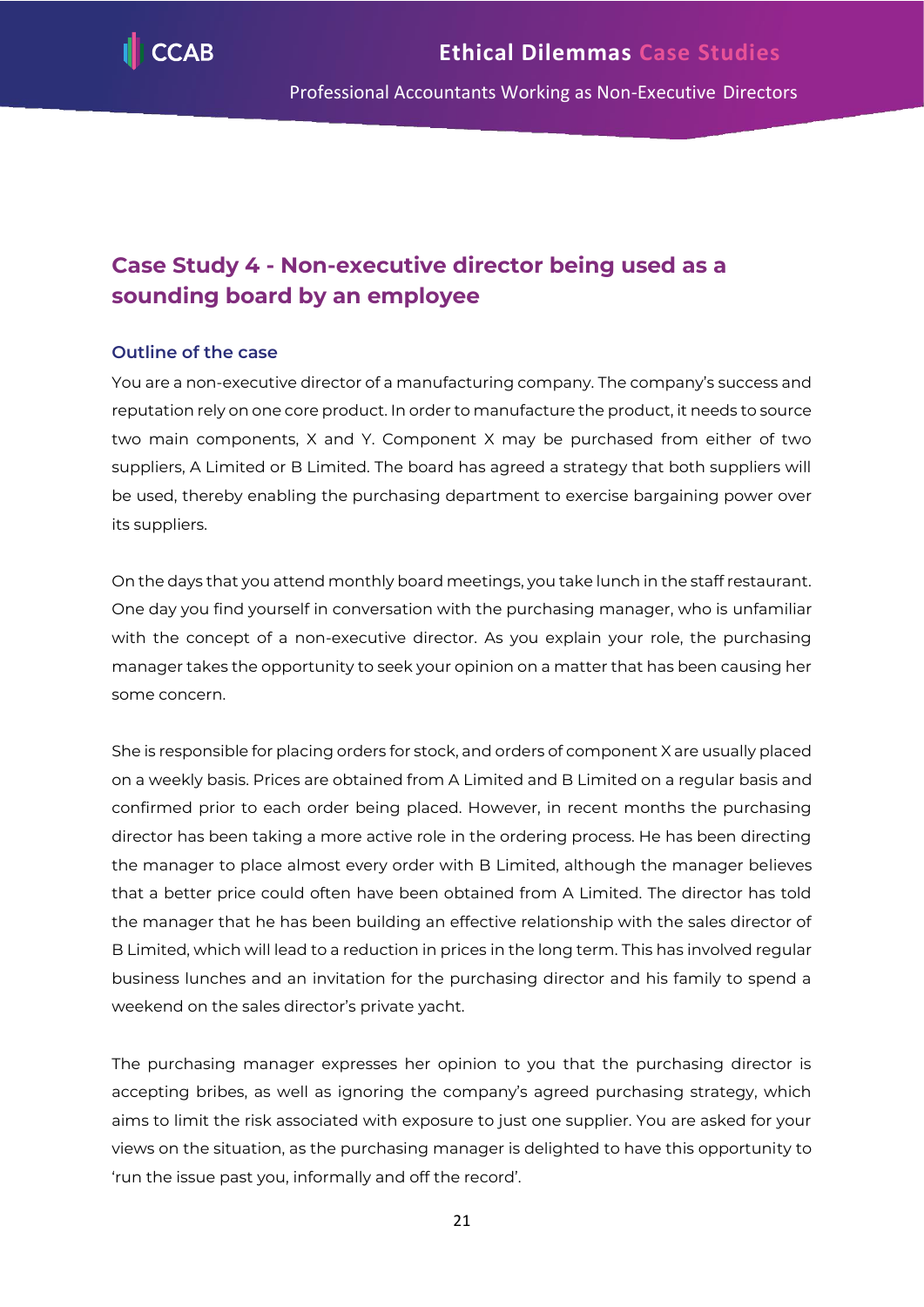## Case Study 4 - Non-executive director being used as a sounding board by an employee

### Outline of the case

You are a non-executive director of a manufacturing company. The company's success and reputation rely on one core product. In order to manufacture the product, it needs to source two main components, X and Y. Component X may be purchased from either of two suppliers, A Limited or B Limited. The board has agreed a strategy that both suppliers will be used, thereby enabling the purchasing department to exercise bargaining power over its suppliers.

On the days that you attend monthly board meetings, you take lunch in the staff restaurant. One day you find yourself in conversation with the purchasing manager, who is unfamiliar with the concept of a non-executive director. As you explain your role, the purchasing manager takes the opportunity to seek your opinion on a matter that has been causing her some concern.

She is responsible for placing orders for stock, and orders of component X are usually placed on a weekly basis. Prices are obtained from A Limited and B Limited on a regular basis and confirmed prior to each order being placed. However, in recent months the purchasing director has been taking a more active role in the ordering process. He has been directing the manager to place almost every order with B Limited, although the manager believes that a better price could often have been obtained from A Limited. The director has told the manager that he has been building an effective relationship with the sales director of B Limited, which will lead to a reduction in prices in the long term. This has involved regular business lunches and an invitation for the purchasing director and his family to spend a weekend on the sales director's private yacht.

The purchasing manager expresses her opinion to you that the purchasing director is accepting bribes, as well as ignoring the company's agreed purchasing strategy, which aims to limit the risk associated with exposure to just one supplier. You are asked for your views on the situation, as the purchasing manager is delighted to have this opportunity to 'run the issue past you, informally and off the record'.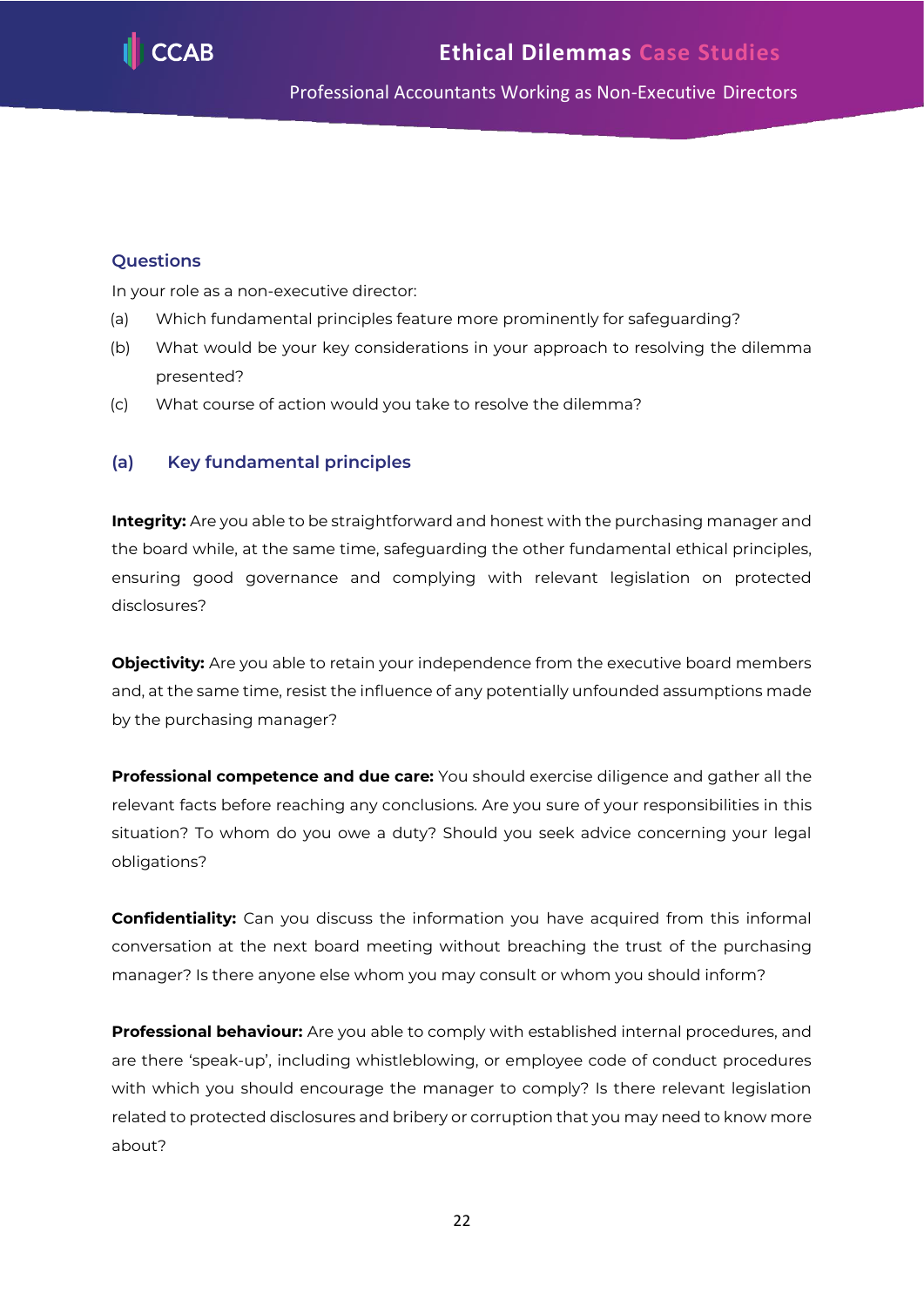## Questions

In your role as a non-executive director:

(a) Which fundamental principles feature more prominently for safeguarding?

(b) What would be your key considerations in your approach to resolving the dilemma presented?

(c) What course of action would you take to resolve the dilemma?

### (a) Key fundamental principles

**Integrity:** Are you able to be straightforward and honest with the purchasing manager and the board while, at the same time, safeguarding the other fundamental ethical principles, ensuring good governance and complying with relevant legislation on protected disclosures?

**Objectivity:** Are you able to retain your independence from the executive board members and, at the same time, resist the influence of any potentially unfounded assumptions made by the purchasing manager?

**Professional competence and due care:** You should exercise diligence and gather all the relevant facts before reaching any conclusions. Are you sure of your responsibilities in this situation? To whom do you owe a duty? Should you seek advice concerning your legal obligations?

**Confidentiality:** Can you discuss the information you have acquired from this informal conversation at the next board meeting without breaching the trust of the purchasing manager? Is there anyone else whom you may consult or whom you should inform?

**Professional behaviour:** Are you able to comply with established internal procedures, and are there 'speak-up', including whistleblowing, or employee code of conduct procedures with which you should encourage the manager to comply? Is there relevant legislation related to protected disclosures and bribery or corruption that you may need to know more about?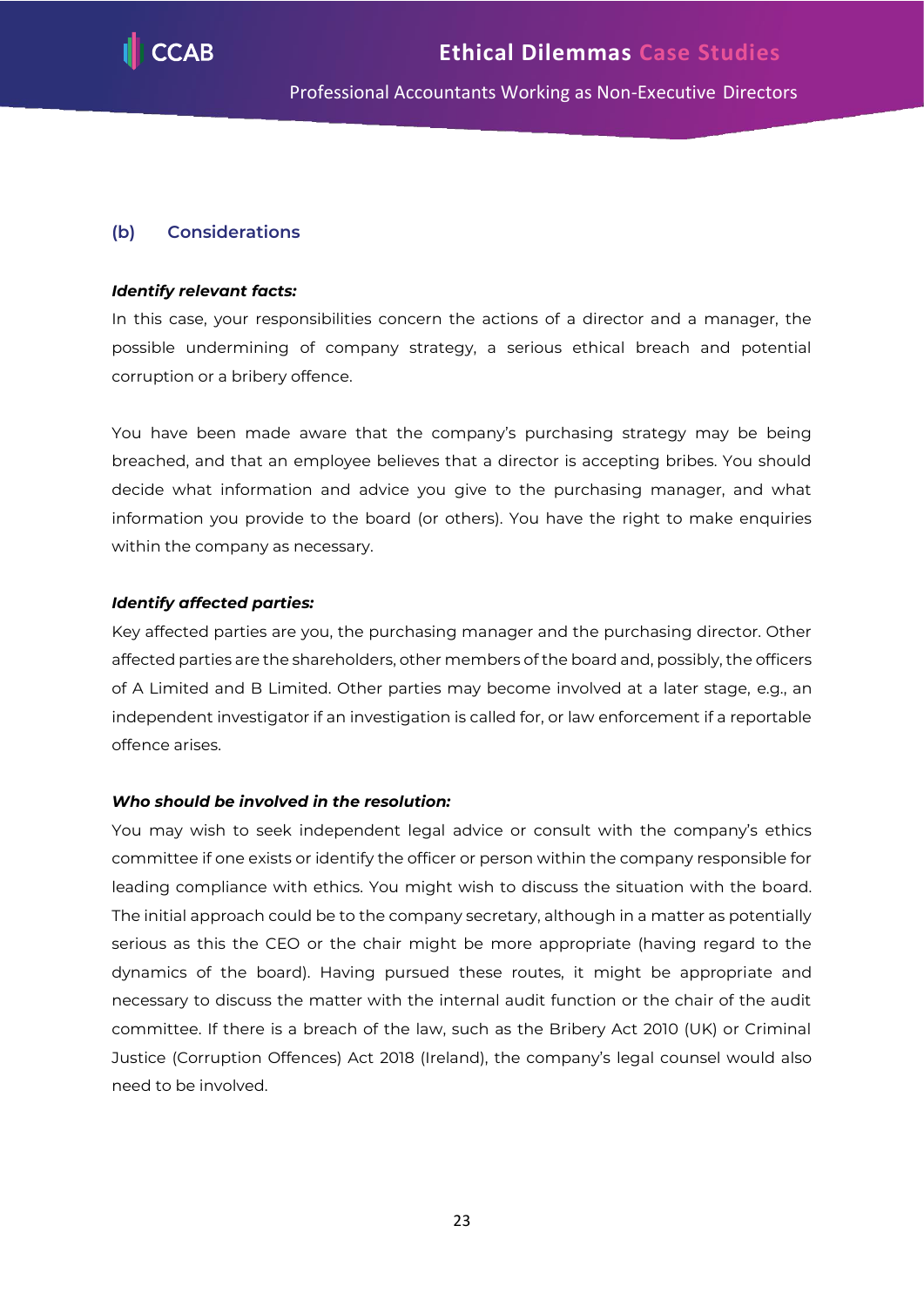### (b) Considerations

***Identify relevant facts:***

In this case, your responsibilities concern the actions of a director and a manager, the possible undermining of company strategy, a serious ethical breach and potential corruption or a bribery offence.

You have been made aware that the company's purchasing strategy may be being breached, and that an employee believes that a director is accepting bribes. You should decide what information and advice you give to the purchasing manager, and what information you provide to the board (or others). You have the right to make enquiries within the company as necessary.

***Identify affected parties:***

Key affected parties are you, the purchasing manager and the purchasing director. Other affected parties are the shareholders, other members of the board and, possibly, the officers of A Limited and B Limited. Other parties may become involved at a later stage, e.g., an independent investigator if an investigation is called for, or law enforcement if a reportable offence arises.

***Who should be involved in the resolution:***

You may wish to seek independent legal advice or consult with the company's ethics committee if one exists or identify the officer or person within the company responsible for leading compliance with ethics. You might wish to discuss the situation with the board. The initial approach could be to the company secretary, although in a matter as potentially serious as this the CEO or the chair might be more appropriate (having regard to the dynamics of the board). Having pursued these routes, it might be appropriate and necessary to discuss the matter with the internal audit function or the chair of the audit committee. If there is a breach of the law, such as the Bribery Act 2010 (UK) or Criminal Justice (Corruption Offences) Act 2018 (Ireland), the company's legal counsel would also need to be involved.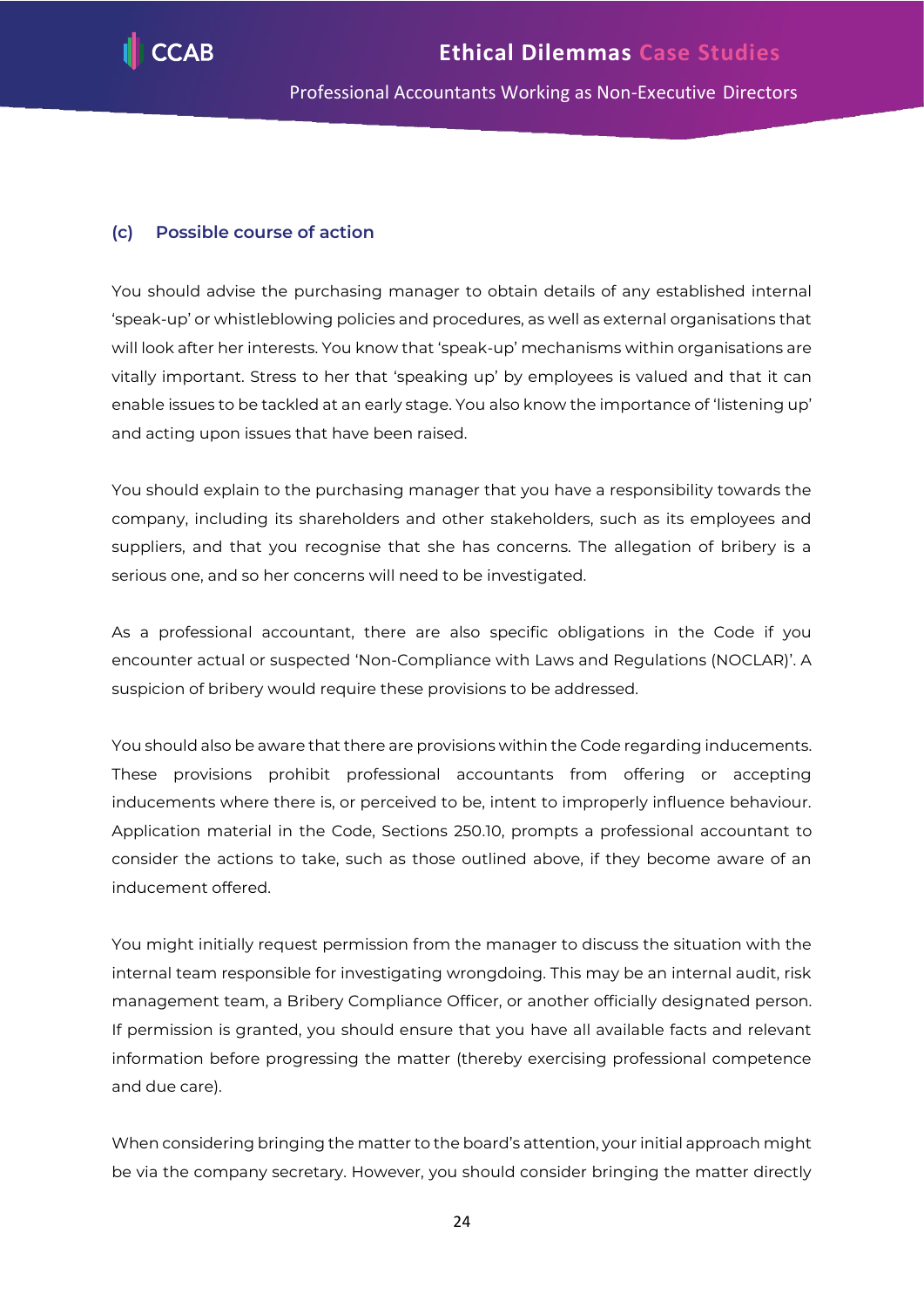### (c) Possible course of action

You should advise the purchasing manager to obtain details of any established internal 'speak-up' or whistleblowing policies and procedures, as well as external organisations that will look after her interests. You know that 'speak-up' mechanisms within organisations are vitally important. Stress to her that 'speaking up' by employees is valued and that it can enable issues to be tackled at an early stage. You also know the importance of 'listening up' and acting upon issues that have been raised.

You should explain to the purchasing manager that you have a responsibility towards the company, including its shareholders and other stakeholders, such as its employees and suppliers, and that you recognise that she has concerns. The allegation of bribery is a serious one, and so her concerns will need to be investigated.

As a professional accountant, there are also specific obligations in the Code if you encounter actual or suspected 'Non-Compliance with Laws and Regulations (NOCLAR)'. A suspicion of bribery would require these provisions to be addressed.

You should also be aware that there are provisions within the Code regarding inducements. These provisions prohibit professional accountants from offering or accepting inducements where there is, or perceived to be, intent to improperly influence behaviour. Application material in the Code, Sections 250.10, prompts a professional accountant to consider the actions to take, such as those outlined above, if they become aware of an inducement offered.

You might initially request permission from the manager to discuss the situation with the internal team responsible for investigating wrongdoing. This may be an internal audit, risk management team, a Bribery Compliance Officer, or another officially designated person. If permission is granted, you should ensure that you have all available facts and relevant information before progressing the matter (thereby exercising professional competence and due care).

When considering bringing the matter to the board's attention, your initial approach might be via the company secretary. However, you should consider bringing the matter directly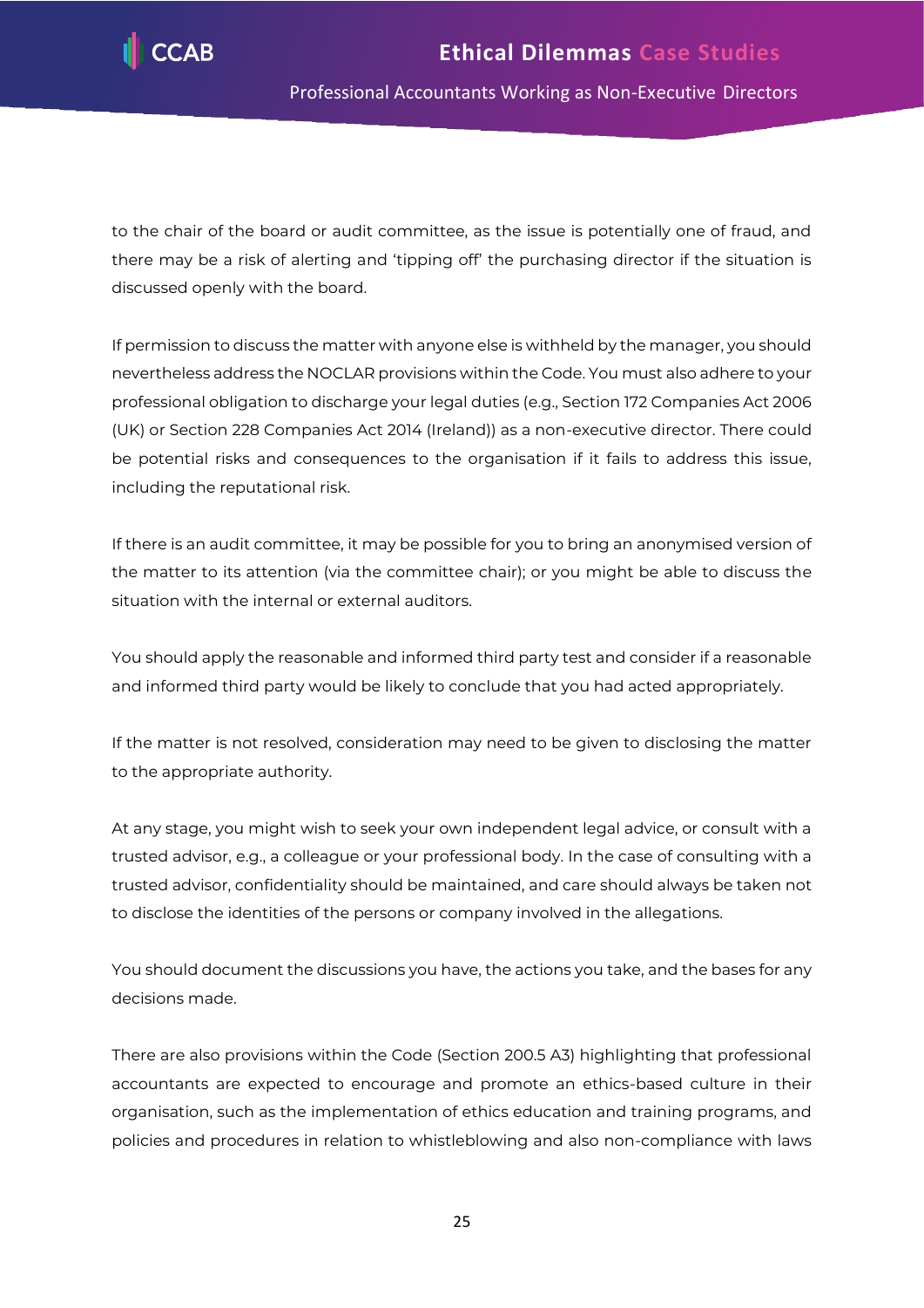to the chair of the board or audit committee, as the issue is potentially one of fraud, and there may be a risk of alerting and 'tipping off' the purchasing director if the situation is discussed openly with the board.

If permission to discuss the matter with anyone else is withheld by the manager, you should nevertheless address the NOCLAR provisions within the Code. You must also adhere to your professional obligation to discharge your legal duties (e.g., Section 172 Companies Act 2006 (UK) or Section 228 Companies Act 2014 (Ireland)) as a non-executive director. There could be potential risks and consequences to the organisation if it fails to address this issue, including the reputational risk.

If there is an audit committee, it may be possible for you to bring an anonymised version of the matter to its attention (via the committee chair); or you might be able to discuss the situation with the internal or external auditors.

You should apply the reasonable and informed third party test and consider if a reasonable and informed third party would be likely to conclude that you had acted appropriately.

If the matter is not resolved, consideration may need to be given to disclosing the matter to the appropriate authority.

At any stage, you might wish to seek your own independent legal advice, or consult with a trusted advisor, e.g., a colleague or your professional body. In the case of consulting with a trusted advisor, confidentiality should be maintained, and care should always be taken not to disclose the identities of the persons or company involved in the allegations.

You should document the discussions you have, the actions you take, and the bases for any decisions made.

There are also provisions within the Code (Section 200.5 A3) highlighting that professional accountants are expected to encourage and promote an ethics-based culture in their organisation, such as the implementation of ethics education and training programs, and policies and procedures in relation to whistleblowing and also non-compliance with laws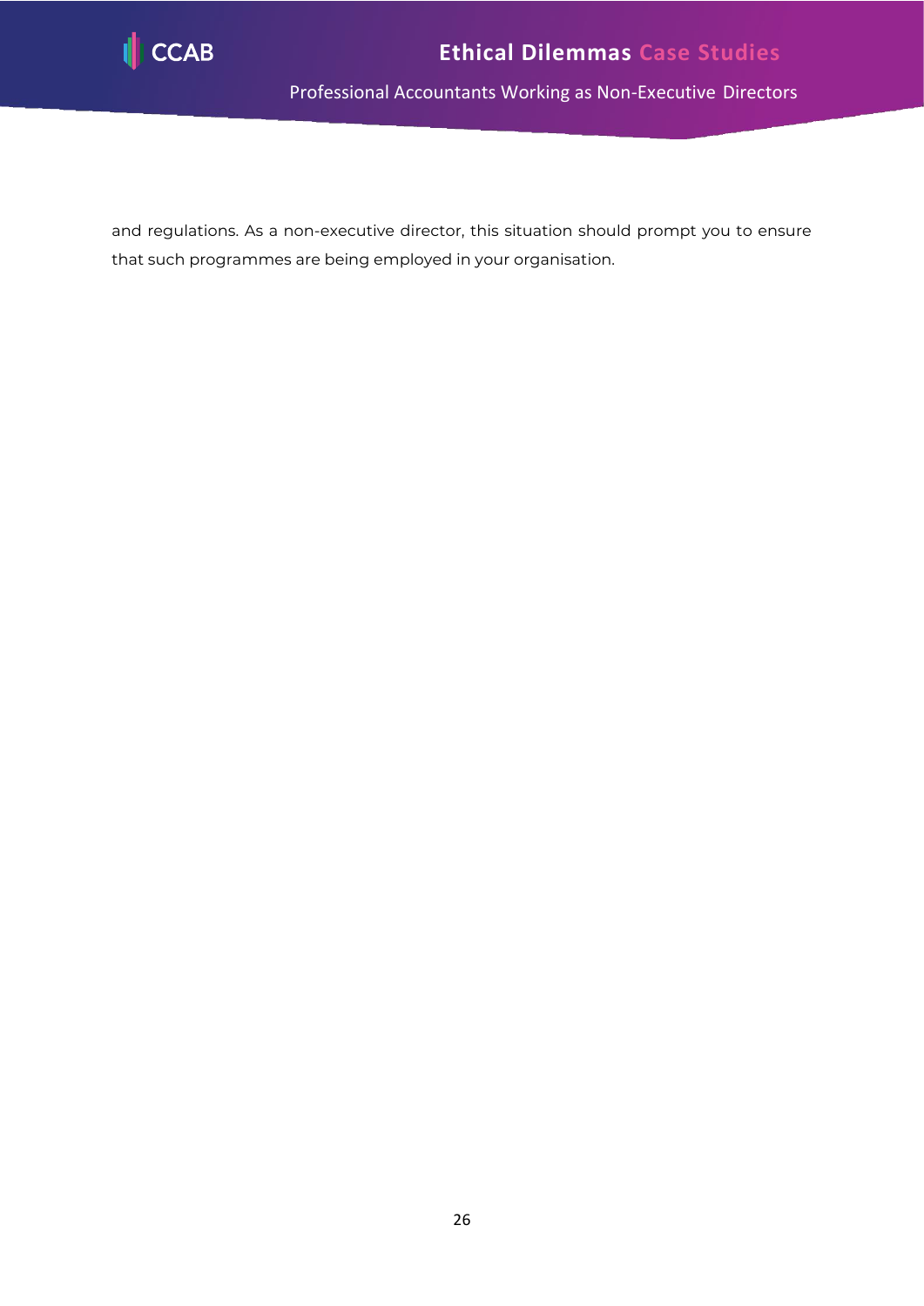and regulations. As a non-executive director, this situation should prompt you to ensure that such programmes are being employed in your organisation.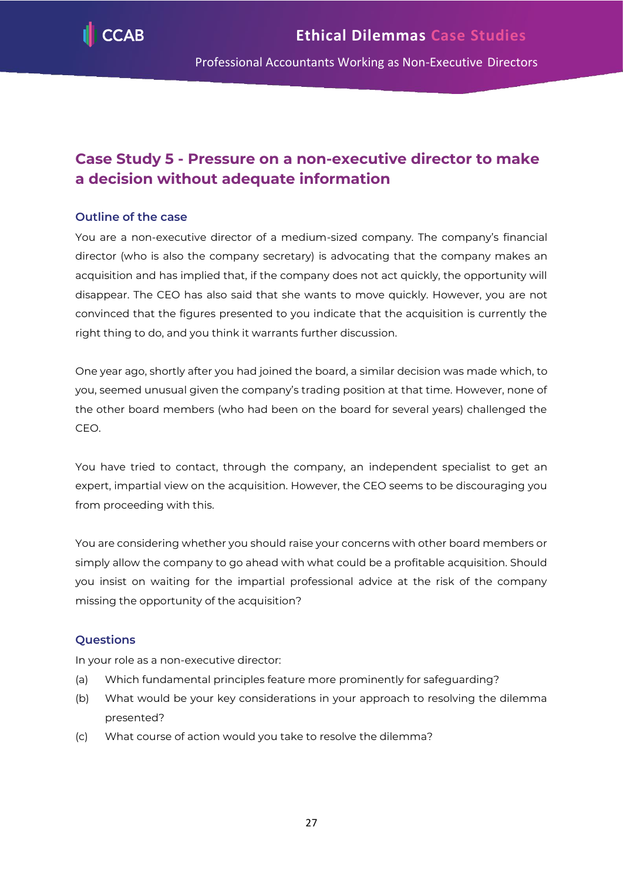## Case Study 5 - Pressure on a non-executive director to make a decision without adequate information

### Outline of the case

You are a non-executive director of a medium-sized company. The company's financial director (who is also the company secretary) is advocating that the company makes an acquisition and has implied that, if the company does not act quickly, the opportunity will disappear. The CEO has also said that she wants to move quickly. However, you are not convinced that the figures presented to you indicate that the acquisition is currently the right thing to do, and you think it warrants further discussion.

One year ago, shortly after you had joined the board, a similar decision was made which, to you, seemed unusual given the company's trading position at that time. However, none of the other board members (who had been on the board for several years) challenged the CEO.

You have tried to contact, through the company, an independent specialist to get an expert, impartial view on the acquisition. However, the CEO seems to be discouraging you from proceeding with this.

You are considering whether you should raise your concerns with other board members or simply allow the company to go ahead with what could be a profitable acquisition. Should you insist on waiting for the impartial professional advice at the risk of the company missing the opportunity of the acquisition?

### Questions

In your role as a non-executive director:

(a) Which fundamental principles feature more prominently for safeguarding?

(b) What would be your key considerations in your approach to resolving the dilemma presented?

(c) What course of action would you take to resolve the dilemma?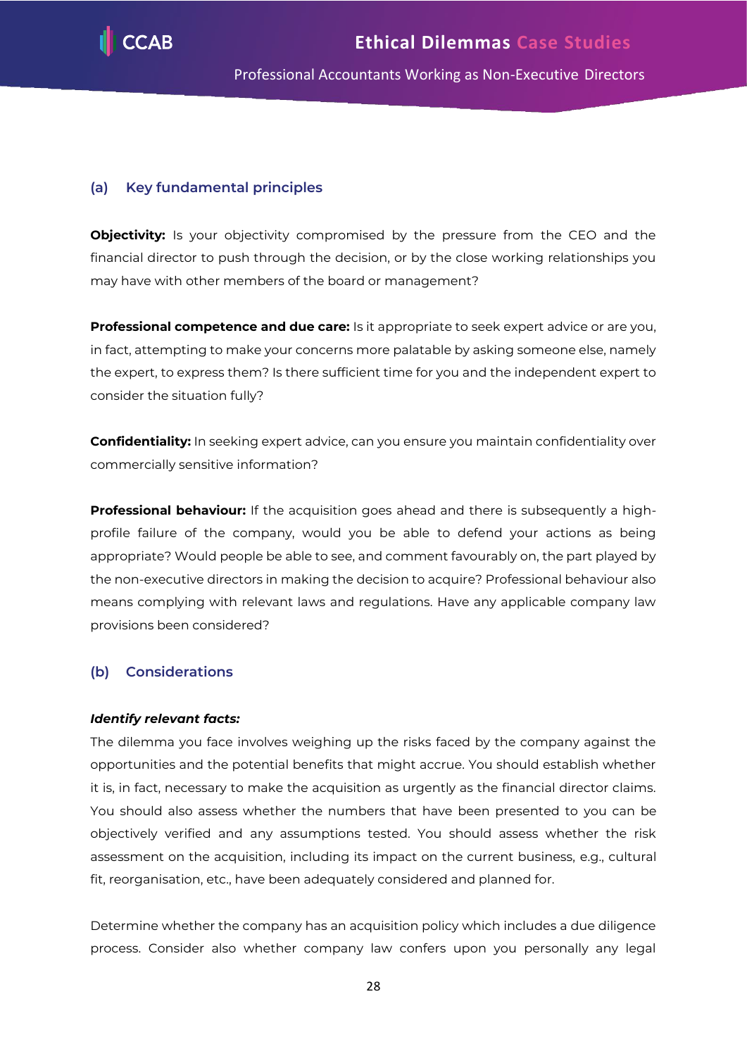## (a) Key fundamental principles

**Objectivity:** Is your objectivity compromised by the pressure from the CEO and the financial director to push through the decision, or by the close working relationships you may have with other members of the board or management?

**Professional competence and due care:** Is it appropriate to seek expert advice or are you, in fact, attempting to make your concerns more palatable by asking someone else, namely the expert, to express them? Is there sufficient time for you and the independent expert to consider the situation fully?

**Confidentiality:** In seeking expert advice, can you ensure you maintain confidentiality over commercially sensitive information?

**Professional behaviour:** If the acquisition goes ahead and there is subsequently a high-profile failure of the company, would you be able to defend your actions as being appropriate? Would people be able to see, and comment favourably on, the part played by the non-executive directors in making the decision to acquire? Professional behaviour also means complying with relevant laws and regulations. Have any applicable company law provisions been considered?

## (b) Considerations

***Identify relevant facts:***

The dilemma you face involves weighing up the risks faced by the company against the opportunities and the potential benefits that might accrue. You should establish whether it is, in fact, necessary to make the acquisition as urgently as the financial director claims. You should also assess whether the numbers that have been presented to you can be objectively verified and any assumptions tested. You should assess whether the risk assessment on the acquisition, including its impact on the current business, e.g., cultural fit, reorganisation, etc., have been adequately considered and planned for.

Determine whether the company has an acquisition policy which includes a due diligence process. Consider also whether company law confers upon you personally any legal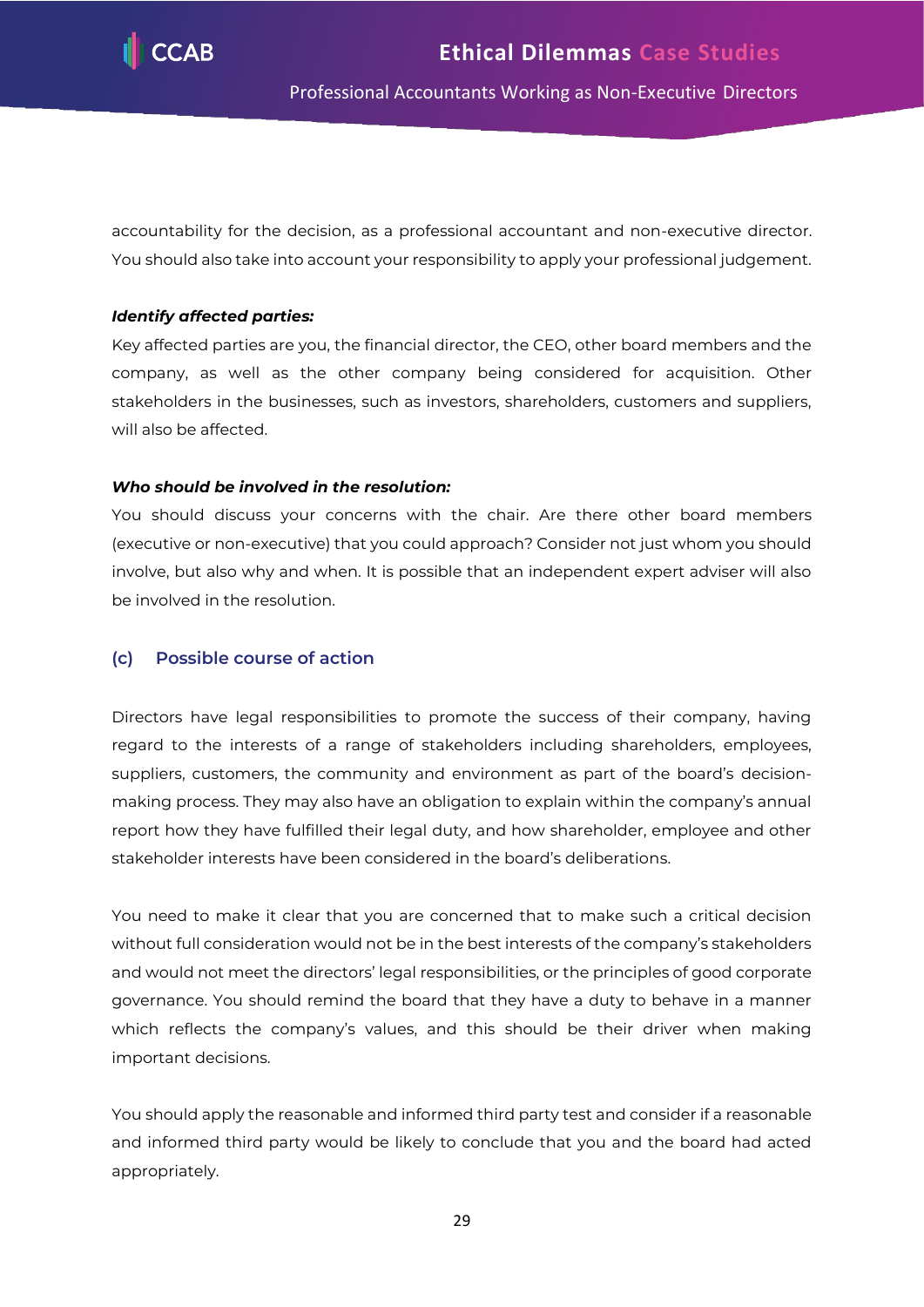accountability for the decision, as a professional accountant and non-executive director. You should also take into account your responsibility to apply your professional judgement.

***Identify affected parties:***

Key affected parties are you, the financial director, the CEO, other board members and the company, as well as the other company being considered for acquisition. Other stakeholders in the businesses, such as investors, shareholders, customers and suppliers, will also be affected.

***Who should be involved in the resolution:***

You should discuss your concerns with the chair. Are there other board members (executive or non-executive) that you could approach? Consider not just whom you should involve, but also why and when. It is possible that an independent expert adviser will also be involved in the resolution.

### (c) Possible course of action

Directors have legal responsibilities to promote the success of their company, having regard to the interests of a range of stakeholders including shareholders, employees, suppliers, customers, the community and environment as part of the board's decision-making process. They may also have an obligation to explain within the company's annual report how they have fulfilled their legal duty, and how shareholder, employee and other stakeholder interests have been considered in the board's deliberations.

You need to make it clear that you are concerned that to make such a critical decision without full consideration would not be in the best interests of the company's stakeholders and would not meet the directors' legal responsibilities, or the principles of good corporate governance. You should remind the board that they have a duty to behave in a manner which reflects the company's values, and this should be their driver when making important decisions.

You should apply the reasonable and informed third party test and consider if a reasonable and informed third party would be likely to conclude that you and the board had acted appropriately.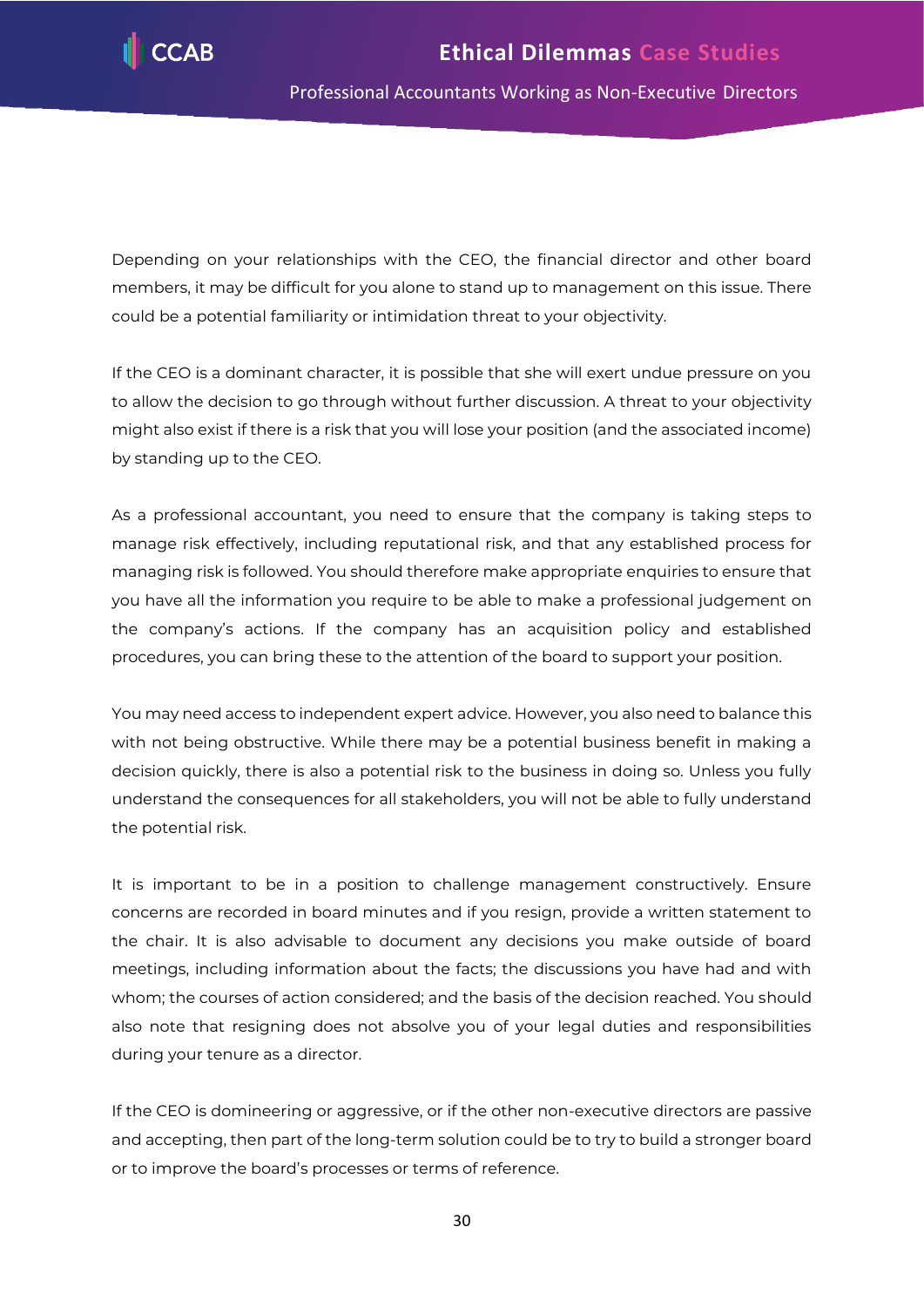Depending on your relationships with the CEO, the financial director and other board members, it may be difficult for you alone to stand up to management on this issue. There could be a potential familiarity or intimidation threat to your objectivity.

If the CEO is a dominant character, it is possible that she will exert undue pressure on you to allow the decision to go through without further discussion. A threat to your objectivity might also exist if there is a risk that you will lose your position (and the associated income) by standing up to the CEO.

As a professional accountant, you need to ensure that the company is taking steps to manage risk effectively, including reputational risk, and that any established process for managing risk is followed. You should therefore make appropriate enquiries to ensure that you have all the information you require to be able to make a professional judgement on the company's actions. If the company has an acquisition policy and established procedures, you can bring these to the attention of the board to support your position.

You may need access to independent expert advice. However, you also need to balance this with not being obstructive. While there may be a potential business benefit in making a decision quickly, there is also a potential risk to the business in doing so. Unless you fully understand the consequences for all stakeholders, you will not be able to fully understand the potential risk.

It is important to be in a position to challenge management constructively. Ensure concerns are recorded in board minutes and if you resign, provide a written statement to the chair. It is also advisable to document any decisions you make outside of board meetings, including information about the facts; the discussions you have had and with whom; the courses of action considered; and the basis of the decision reached. You should also note that resigning does not absolve you of your legal duties and responsibilities during your tenure as a director.

If the CEO is domineering or aggressive, or if the other non-executive directors are passive and accepting, then part of the long-term solution could be to try to build a stronger board or to improve the board's processes or terms of reference.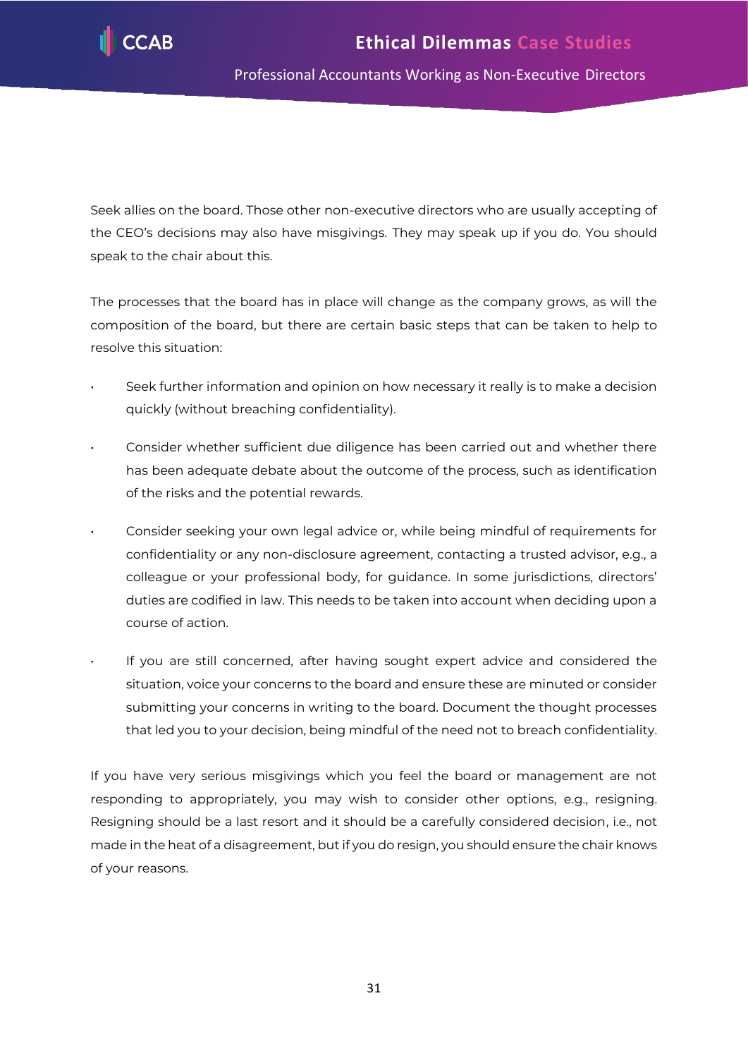Seek allies on the board. Those other non-executive directors who are usually accepting of the CEO's decisions may also have misgivings. They may speak up if you do. You should speak to the chair about this.

The processes that the board has in place will change as the company grows, as will the composition of the board, but there are certain basic steps that can be taken to help to resolve this situation:

- Seek further information and opinion on how necessary it really is to make a decision quickly (without breaching confidentiality).
- Consider whether sufficient due diligence has been carried out and whether there has been adequate debate about the outcome of the process, such as identification of the risks and the potential rewards.
- Consider seeking your own legal advice or, while being mindful of requirements for confidentiality or any non-disclosure agreement, contacting a trusted advisor, e.g., a colleague or your professional body, for guidance. In some jurisdictions, directors' duties are codified in law. This needs to be taken into account when deciding upon a course of action.
- If you are still concerned, after having sought expert advice and considered the situation, voice your concerns to the board and ensure these are minuted or consider submitting your concerns in writing to the board. Document the thought processes that led you to your decision, being mindful of the need not to breach confidentiality.

If you have very serious misgivings which you feel the board or management are not responding to appropriately, you may wish to consider other options, e.g., resigning. Resigning should be a last resort and it should be a carefully considered decision, i.e., not made in the heat of a disagreement, but if you do resign, you should ensure the chair knows of your reasons.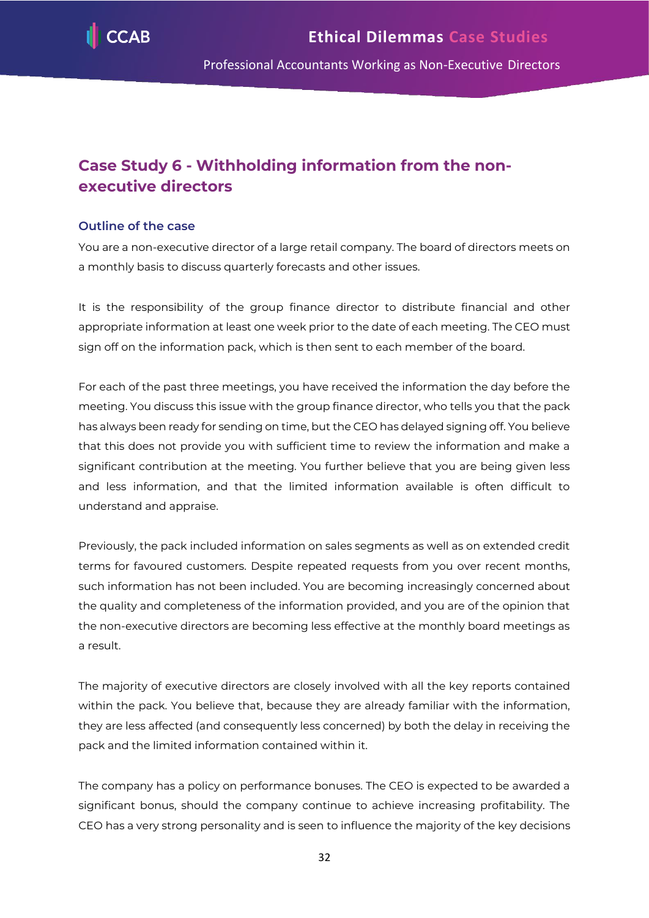## Case Study 6 - Withholding information from the non-executive directors

### Outline of the case

You are a non-executive director of a large retail company. The board of directors meets on a monthly basis to discuss quarterly forecasts and other issues.

It is the responsibility of the group finance director to distribute financial and other appropriate information at least one week prior to the date of each meeting. The CEO must sign off on the information pack, which is then sent to each member of the board.

For each of the past three meetings, you have received the information the day before the meeting. You discuss this issue with the group finance director, who tells you that the pack has always been ready for sending on time, but the CEO has delayed signing off. You believe that this does not provide you with sufficient time to review the information and make a significant contribution at the meeting. You further believe that you are being given less and less information, and that the limited information available is often difficult to understand and appraise.

Previously, the pack included information on sales segments as well as on extended credit terms for favoured customers. Despite repeated requests from you over recent months, such information has not been included. You are becoming increasingly concerned about the quality and completeness of the information provided, and you are of the opinion that the non-executive directors are becoming less effective at the monthly board meetings as a result.

The majority of executive directors are closely involved with all the key reports contained within the pack. You believe that, because they are already familiar with the information, they are less affected (and consequently less concerned) by both the delay in receiving the pack and the limited information contained within it.

The company has a policy on performance bonuses. The CEO is expected to be awarded a significant bonus, should the company continue to achieve increasing profitability. The CEO has a very strong personality and is seen to influence the majority of the key decisions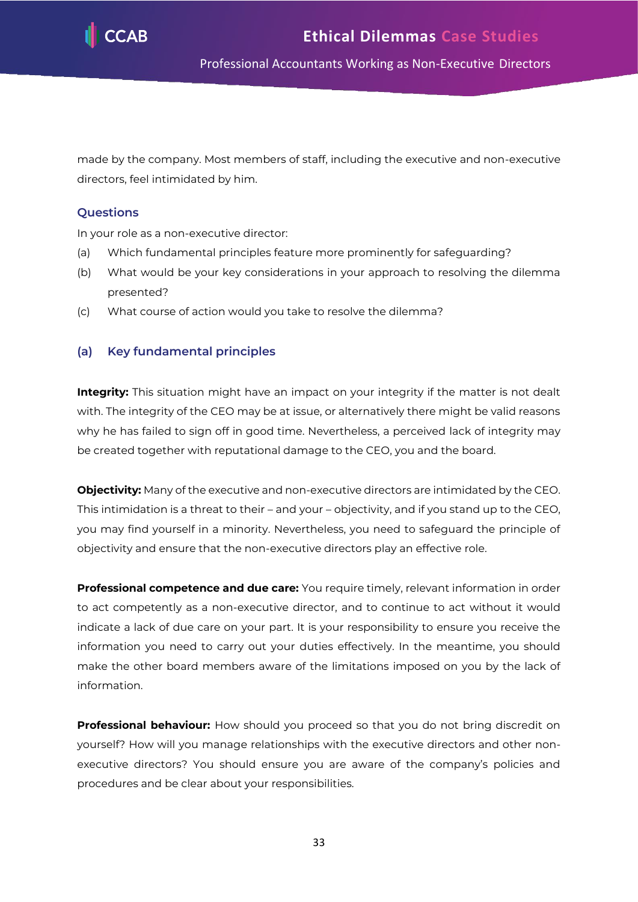made by the company. Most members of staff, including the executive and non-executive directors, feel intimidated by him.

### Questions

In your role as a non-executive director:

(a) Which fundamental principles feature more prominently for safeguarding?

(b) What would be your key considerations in your approach to resolving the dilemma presented?

(c) What course of action would you take to resolve the dilemma?

### (a) Key fundamental principles

**Integrity:** This situation might have an impact on your integrity if the matter is not dealt with. The integrity of the CEO may be at issue, or alternatively there might be valid reasons why he has failed to sign off in good time. Nevertheless, a perceived lack of integrity may be created together with reputational damage to the CEO, you and the board.

**Objectivity:** Many of the executive and non-executive directors are intimidated by the CEO. This intimidation is a threat to their – and your – objectivity, and if you stand up to the CEO, you may find yourself in a minority. Nevertheless, you need to safeguard the principle of objectivity and ensure that the non-executive directors play an effective role.

**Professional competence and due care:** You require timely, relevant information in order to act competently as a non-executive director, and to continue to act without it would indicate a lack of due care on your part. It is your responsibility to ensure you receive the information you need to carry out your duties effectively. In the meantime, you should make the other board members aware of the limitations imposed on you by the lack of information.

**Professional behaviour:** How should you proceed so that you do not bring discredit on yourself? How will you manage relationships with the executive directors and other non-executive directors? You should ensure you are aware of the company's policies and procedures and be clear about your responsibilities.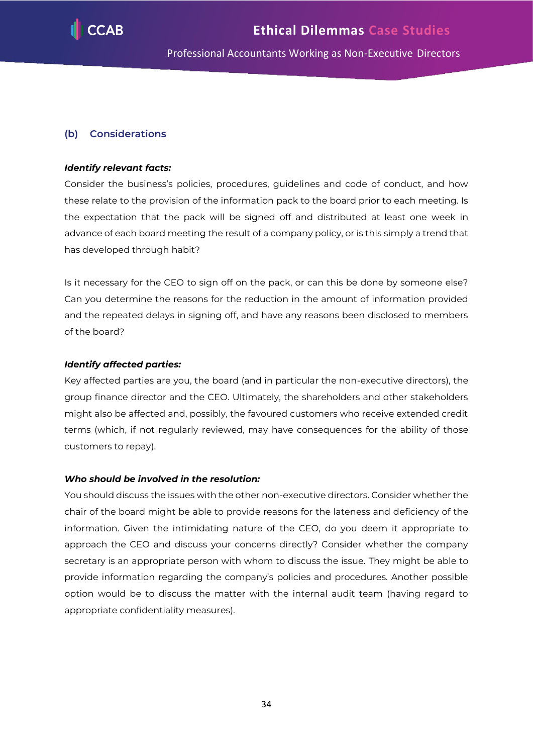### (b) Considerations

***Identify relevant facts:***

Consider the business's policies, procedures, guidelines and code of conduct, and how these relate to the provision of the information pack to the board prior to each meeting. Is the expectation that the pack will be signed off and distributed at least one week in advance of each board meeting the result of a company policy, or is this simply a trend that has developed through habit?

Is it necessary for the CEO to sign off on the pack, or can this be done by someone else? Can you determine the reasons for the reduction in the amount of information provided and the repeated delays in signing off, and have any reasons been disclosed to members of the board?

***Identify affected parties:***

Key affected parties are you, the board (and in particular the non-executive directors), the group finance director and the CEO. Ultimately, the shareholders and other stakeholders might also be affected and, possibly, the favoured customers who receive extended credit terms (which, if not regularly reviewed, may have consequences for the ability of those customers to repay).

***Who should be involved in the resolution:***

You should discuss the issues with the other non-executive directors. Consider whether the chair of the board might be able to provide reasons for the lateness and deficiency of the information. Given the intimidating nature of the CEO, do you deem it appropriate to approach the CEO and discuss your concerns directly? Consider whether the company secretary is an appropriate person with whom to discuss the issue. They might be able to provide information regarding the company's policies and procedures. Another possible option would be to discuss the matter with the internal audit team (having regard to appropriate confidentiality measures).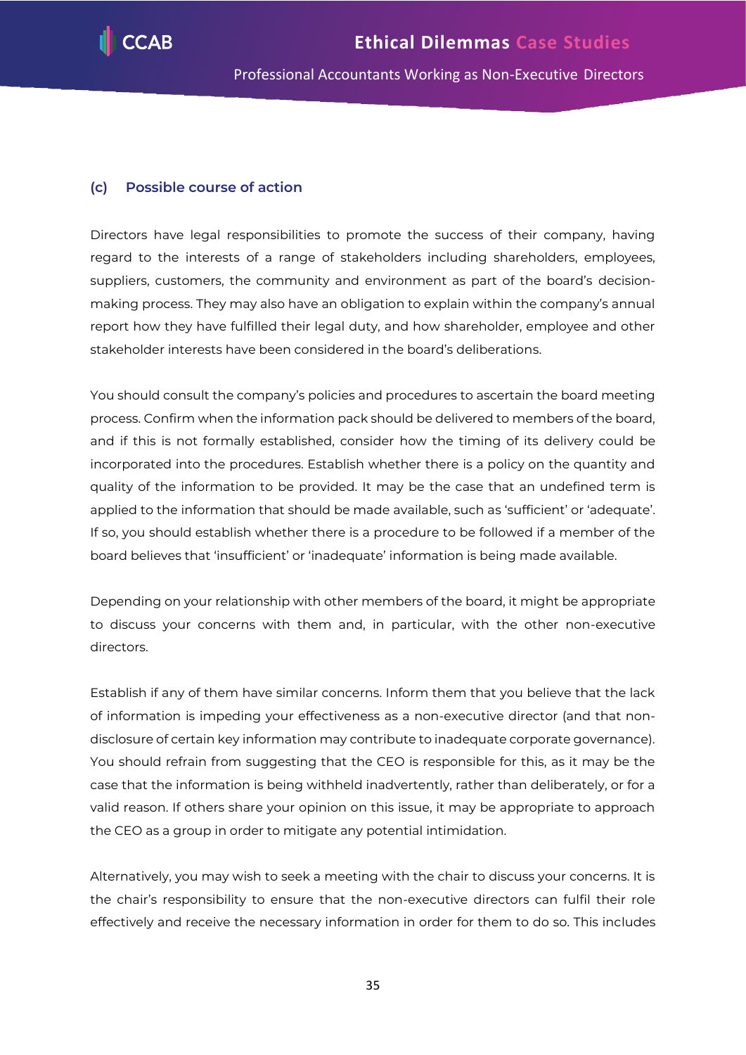### (c) Possible course of action

Directors have legal responsibilities to promote the success of their company, having regard to the interests of a range of stakeholders including shareholders, employees, suppliers, customers, the community and environment as part of the board's decision-making process. They may also have an obligation to explain within the company's annual report how they have fulfilled their legal duty, and how shareholder, employee and other stakeholder interests have been considered in the board's deliberations.

You should consult the company's policies and procedures to ascertain the board meeting process. Confirm when the information pack should be delivered to members of the board, and if this is not formally established, consider how the timing of its delivery could be incorporated into the procedures. Establish whether there is a policy on the quantity and quality of the information to be provided. It may be the case that an undefined term is applied to the information that should be made available, such as 'sufficient' or 'adequate'. If so, you should establish whether there is a procedure to be followed if a member of the board believes that 'insufficient' or 'inadequate' information is being made available.

Depending on your relationship with other members of the board, it might be appropriate to discuss your concerns with them and, in particular, with the other non-executive directors.

Establish if any of them have similar concerns. Inform them that you believe that the lack of information is impeding your effectiveness as a non-executive director (and that non-disclosure of certain key information may contribute to inadequate corporate governance). You should refrain from suggesting that the CEO is responsible for this, as it may be the case that the information is being withheld inadvertently, rather than deliberately, or for a valid reason. If others share your opinion on this issue, it may be appropriate to approach the CEO as a group in order to mitigate any potential intimidation.

Alternatively, you may wish to seek a meeting with the chair to discuss your concerns. It is the chair's responsibility to ensure that the non-executive directors can fulfil their role effectively and receive the necessary information in order for them to do so. This includes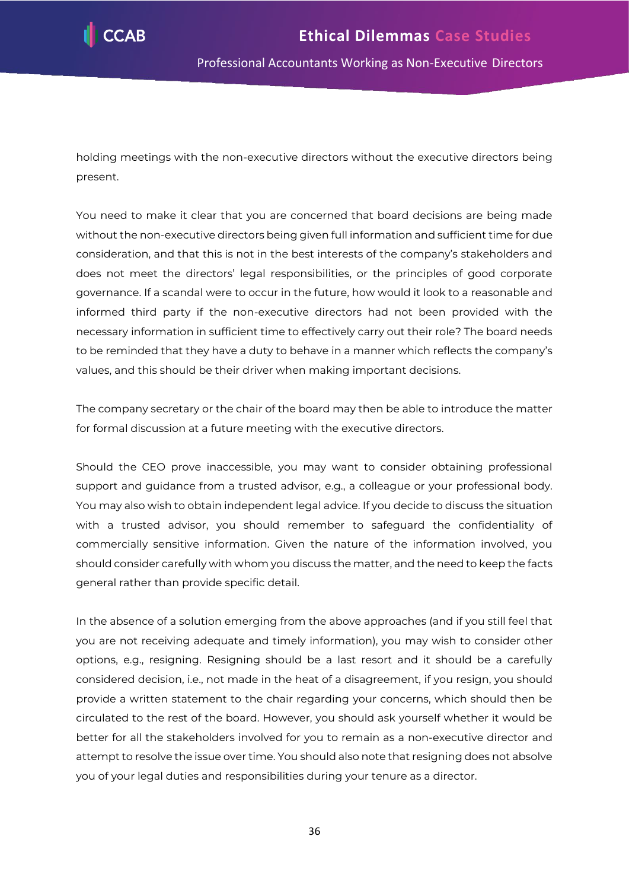holding meetings with the non-executive directors without the executive directors being present.

You need to make it clear that you are concerned that board decisions are being made without the non-executive directors being given full information and sufficient time for due consideration, and that this is not in the best interests of the company's stakeholders and does not meet the directors' legal responsibilities, or the principles of good corporate governance. If a scandal were to occur in the future, how would it look to a reasonable and informed third party if the non-executive directors had not been provided with the necessary information in sufficient time to effectively carry out their role? The board needs to be reminded that they have a duty to behave in a manner which reflects the company's values, and this should be their driver when making important decisions.

The company secretary or the chair of the board may then be able to introduce the matter for formal discussion at a future meeting with the executive directors.

Should the CEO prove inaccessible, you may want to consider obtaining professional support and guidance from a trusted advisor, e.g., a colleague or your professional body. You may also wish to obtain independent legal advice. If you decide to discuss the situation with a trusted advisor, you should remember to safeguard the confidentiality of commercially sensitive information. Given the nature of the information involved, you should consider carefully with whom you discuss the matter, and the need to keep the facts general rather than provide specific detail.

In the absence of a solution emerging from the above approaches (and if you still feel that you are not receiving adequate and timely information), you may wish to consider other options, e.g., resigning. Resigning should be a last resort and it should be a carefully considered decision, i.e., not made in the heat of a disagreement, if you resign, you should provide a written statement to the chair regarding your concerns, which should then be circulated to the rest of the board. However, you should ask yourself whether it would be better for all the stakeholders involved for you to remain as a non-executive director and attempt to resolve the issue over time. You should also note that resigning does not absolve you of your legal duties and responsibilities during your tenure as a director.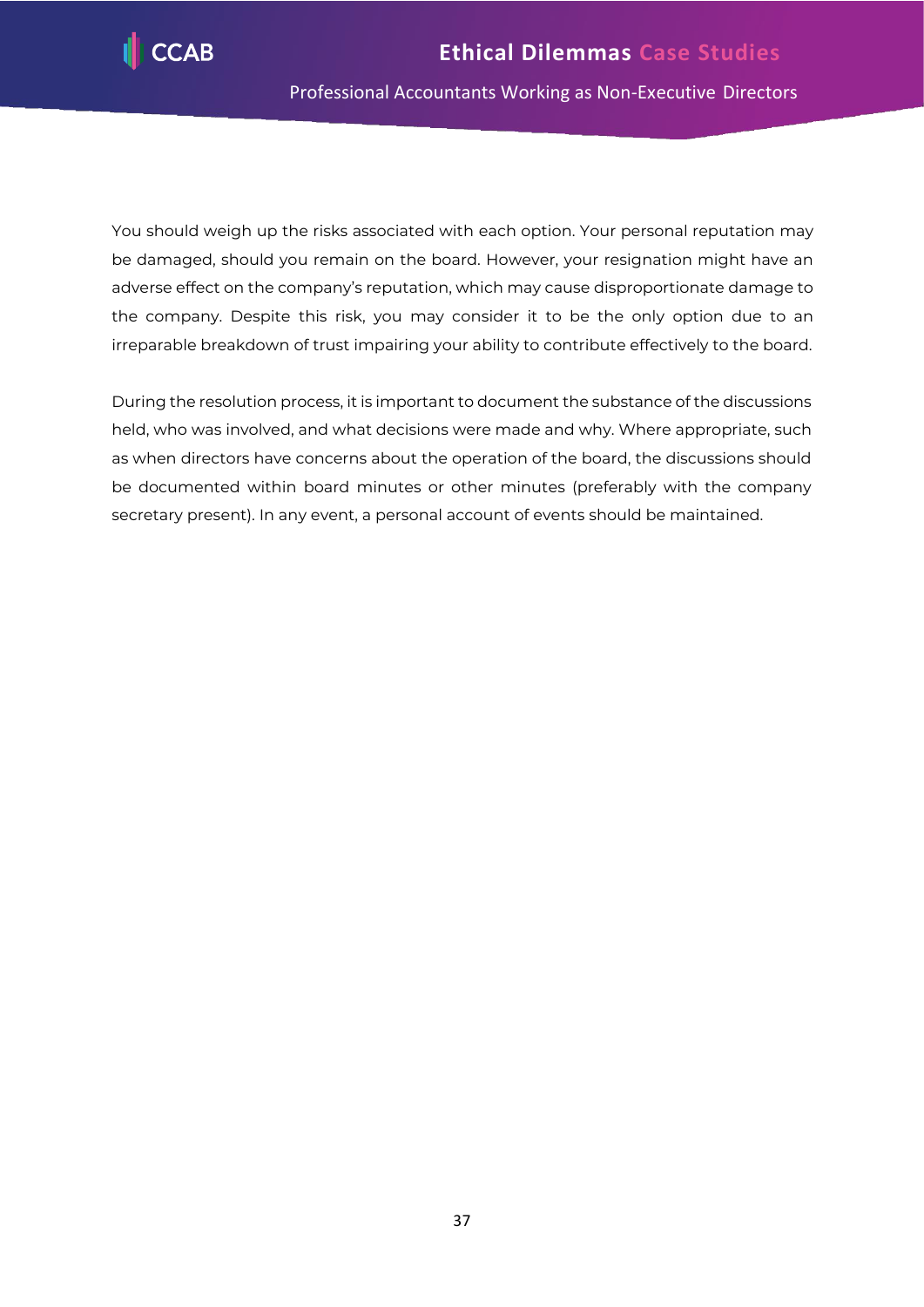You should weigh up the risks associated with each option. Your personal reputation may be damaged, should you remain on the board. However, your resignation might have an adverse effect on the company's reputation, which may cause disproportionate damage to the company. Despite this risk, you may consider it to be the only option due to an irreparable breakdown of trust impairing your ability to contribute effectively to the board.

During the resolution process, it is important to document the substance of the discussions held, who was involved, and what decisions were made and why. Where appropriate, such as when directors have concerns about the operation of the board, the discussions should be documented within board minutes or other minutes (preferably with the company secretary present). In any event, a personal account of events should be maintained.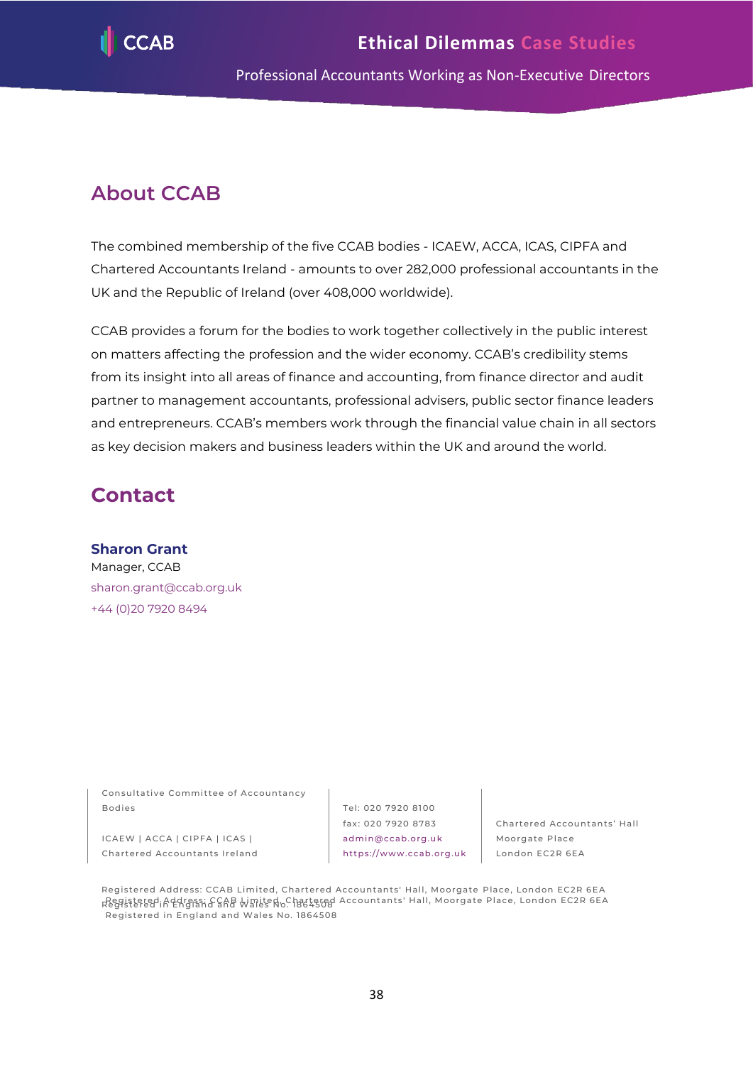## About CCAB

The combined membership of the five CCAB bodies - ICAEW, ACCA, ICAS, CIPFA and Chartered Accountants Ireland - amounts to over 282,000 professional accountants in the UK and the Republic of Ireland (over 408,000 worldwide).

CCAB provides a forum for the bodies to work together collectively in the public interest on matters affecting the profession and the wider economy. CCAB's credibility stems from its insight into all areas of finance and accounting, from finance director and audit partner to management accountants, professional advisers, public sector finance leaders and entrepreneurs. CCAB's members work through the financial value chain in all sectors as key decision makers and business leaders within the UK and around the world.

## Contact

**Sharon Grant**
Manager, CCAB
sharon.grant@ccab.org.uk
+44 (0)20 7920 8494

Consultative Committee of Accountancy Bodies

ICAEW | ACCA | CIPFA | ICAS | Chartered Accountants Ireland

Tel: 020 7920 8100
fax: 020 7920 8783
admin@ccab.org.uk
https://www.ccab.org.uk

Chartered Accountants' Hall
Moorgate Place
London EC2R 6EA

Registered Address: CCAB Limited, Chartered Accountants' Hall, Moorgate Place, London EC2R 6EA
Registered in England and Wales No. 1864508